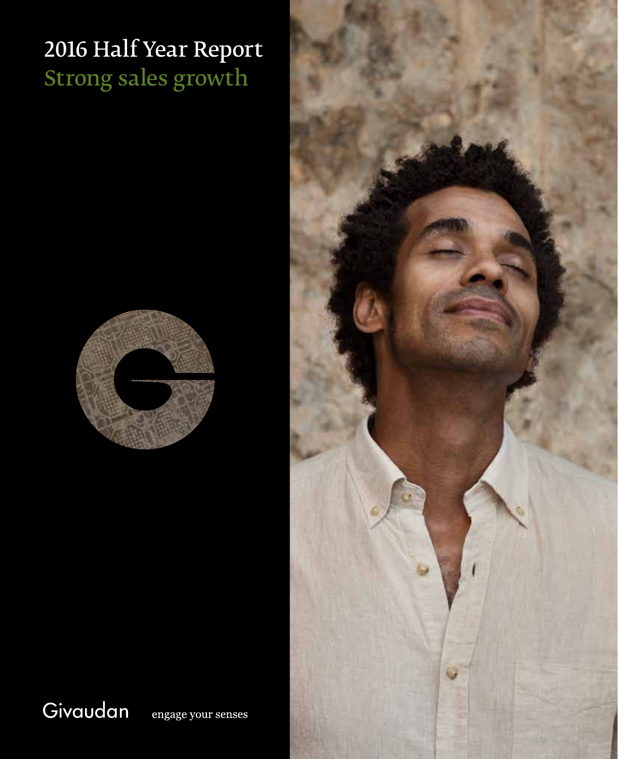# 2016 Half Year Report

## Strong sales growth

Givaudan engage your senses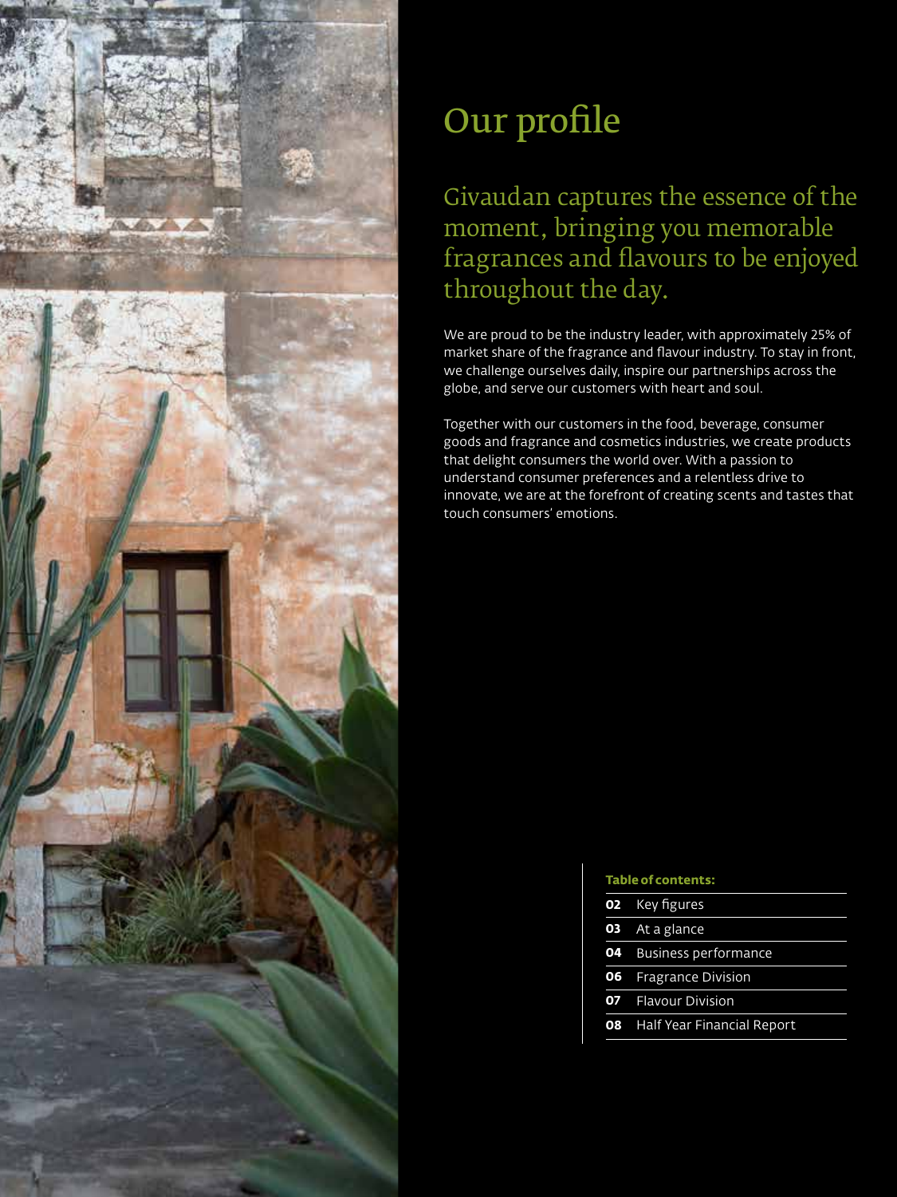# Our profile

## Givaudan captures the essence of the moment, bringing you memorable fragrances and flavours to be enjoyed throughout the day.

We are proud to be the industry leader, with approximately 25% of market share of the fragrance and flavour industry. To stay in front, we challenge ourselves daily, inspire our partnerships across the globe, and serve our customers with heart and soul.

Together with our customers in the food, beverage, consumer goods and fragrance and cosmetics industries, we create products that delight consumers the world over. With a passion to understand consumer preferences and a relentless drive to innovate, we are at the forefront of creating scents and tastes that touch consumers' emotions.

**Table of contents:**

| | |
|---|---|
| **02** | Key figures |
| **03** | At a glance |
| **04** | Business performance |
| **06** | Fragrance Division |
| **07** | Flavour Division |
| **08** | Half Year Financial Report |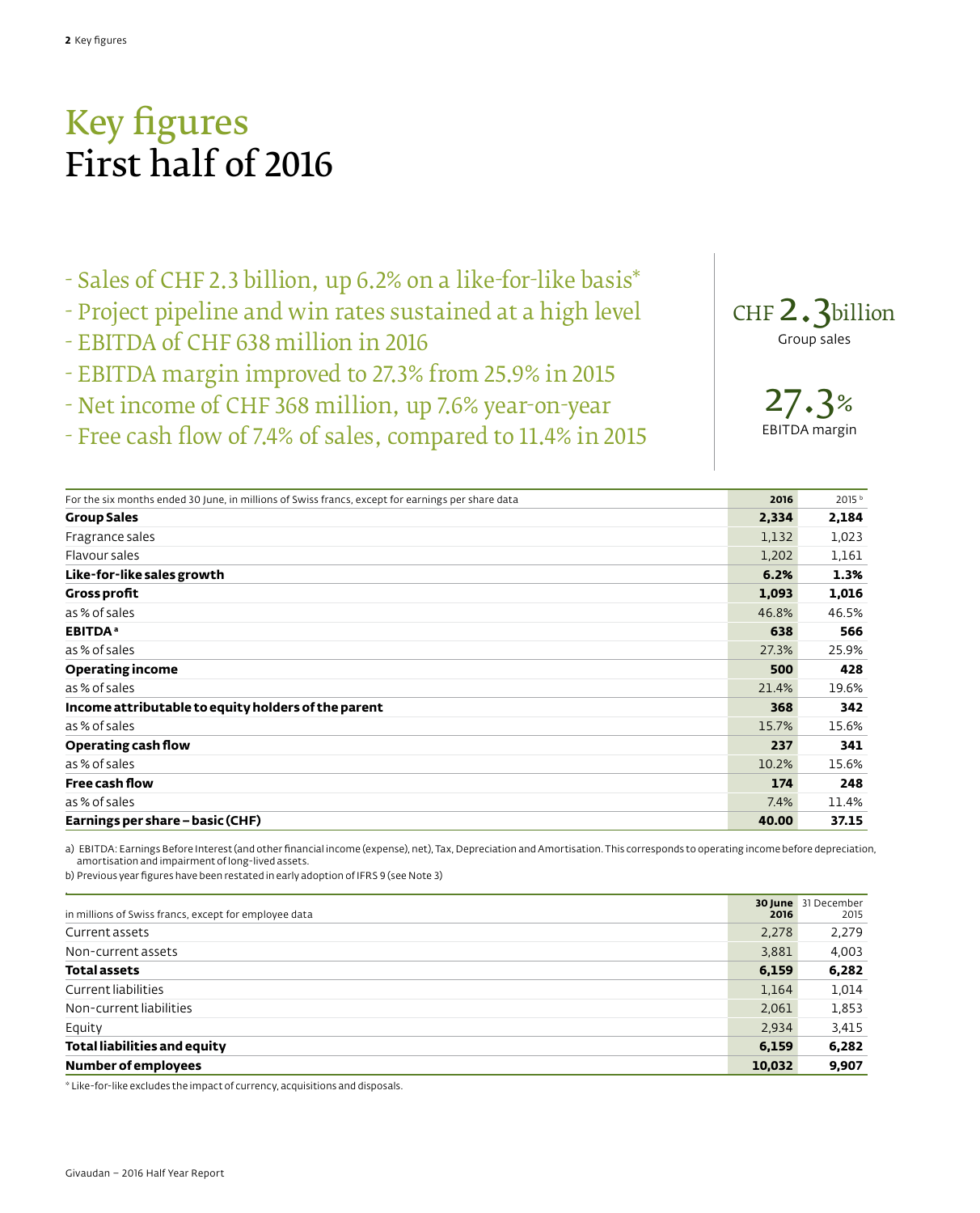# Key figures
# First half of 2016

- Sales of CHF 2.3 billion, up 6.2% on a like-for-like basis*
- Project pipeline and win rates sustained at a high level
- EBITDA of CHF 638 million in 2016
- EBITDA margin improved to 27.3% from 25.9% in 2015
- Net income of CHF 368 million, up 7.6% year-on-year
- Free cash flow of 7.4% of sales, compared to 11.4% in 2015

CHF 2.3 billion
Group sales

27.3%
EBITDA margin

| For the six months ended 30 June, in millions of Swiss francs, except for earnings per share data | 2016 | 2015 [b] |
|---|---|---|
| **Group Sales** | **2,334** | **2,184** |
| Fragrance sales | 1,132 | 1,023 |
| Flavour sales | 1,202 | 1,161 |
| **Like-for-like sales growth** | **6.2%** | **1.3%** |
| **Gross profit** | **1,093** | **1,016** |
| as % of sales | 46.8% | 46.5% |
| **EBITDA [a]** | **638** | **566** |
| as % of sales | 27.3% | 25.9% |
| **Operating income** | **500** | **428** |
| as % of sales | 21.4% | 19.6% |
| **Income attributable to equity holders of the parent** | **368** | **342** |
| as % of sales | 15.7% | 15.6% |
| **Operating cash flow** | **237** | **341** |
| as % of sales | 10.2% | 15.6% |
| **Free cash flow** | **174** | **248** |
| as % of sales | 7.4% | 11.4% |
| **Earnings per share – basic (CHF)** | **40.00** | **37.15** |

a) EBITDA: Earnings Before Interest (and other financial income (expense), net), Tax, Depreciation and Amortisation. This corresponds to operating income before depreciation, amortisation and impairment of long-lived assets.

b) Previous year figures have been restated in early adoption of IFRS 9 (see Note 3)

| in millions of Swiss francs, except for employee data | 30 June 2016 | 31 December 2015 |
|---|---|---|
| Current assets | 2,278 | 2,279 |
| Non-current assets | 3,881 | 4,003 |
| **Total assets** | **6,159** | **6,282** |
| Current liabilities | 1,164 | 1,014 |
| Non-current liabilities | 2,061 | 1,853 |
| Equity | 2,934 | 3,415 |
| **Total liabilities and equity** | **6,159** | **6,282** |
| **Number of employees** | **10,032** | **9,907** |

* Like-for-like excludes the impact of currency, acquisitions and disposals.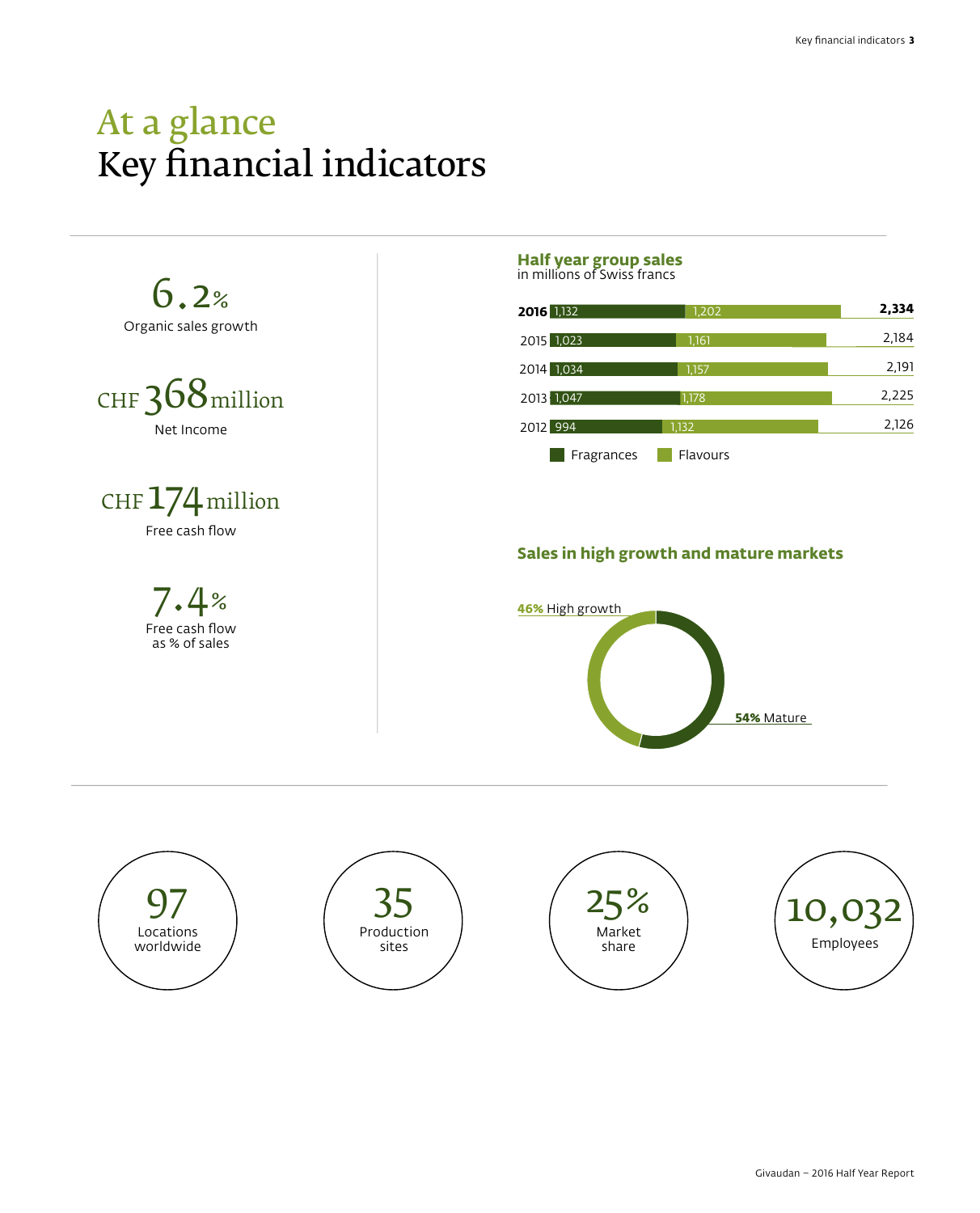# At a glance
# Key financial indicators

**6.2%**
Organic sales growth

**CHF 368 million**
Net Income

**CHF 174 million**
Free cash flow

**7.4%**
Free cash flow as % of sales

### Half year group sales
in millions of Swiss francs

| Year | Fragrances | Flavours | Total |
|---|---|---|---|
| **2016** | 1,132 | 1,202 | **2,334** |
| 2015 | 1,023 | 1,161 | 2,184 |
| 2014 | 1,034 | 1,157 | 2,191 |
| 2013 | 1,047 | 1,178 | 2,225 |
| 2012 | 994 | 1,132 | 2,126 |

### Sales in high growth and mature markets

**46%** High growth

**54%** Mature

**97**
Locations worldwide

**35**
Production sites

**25%**
Market share

**10,032**
Employees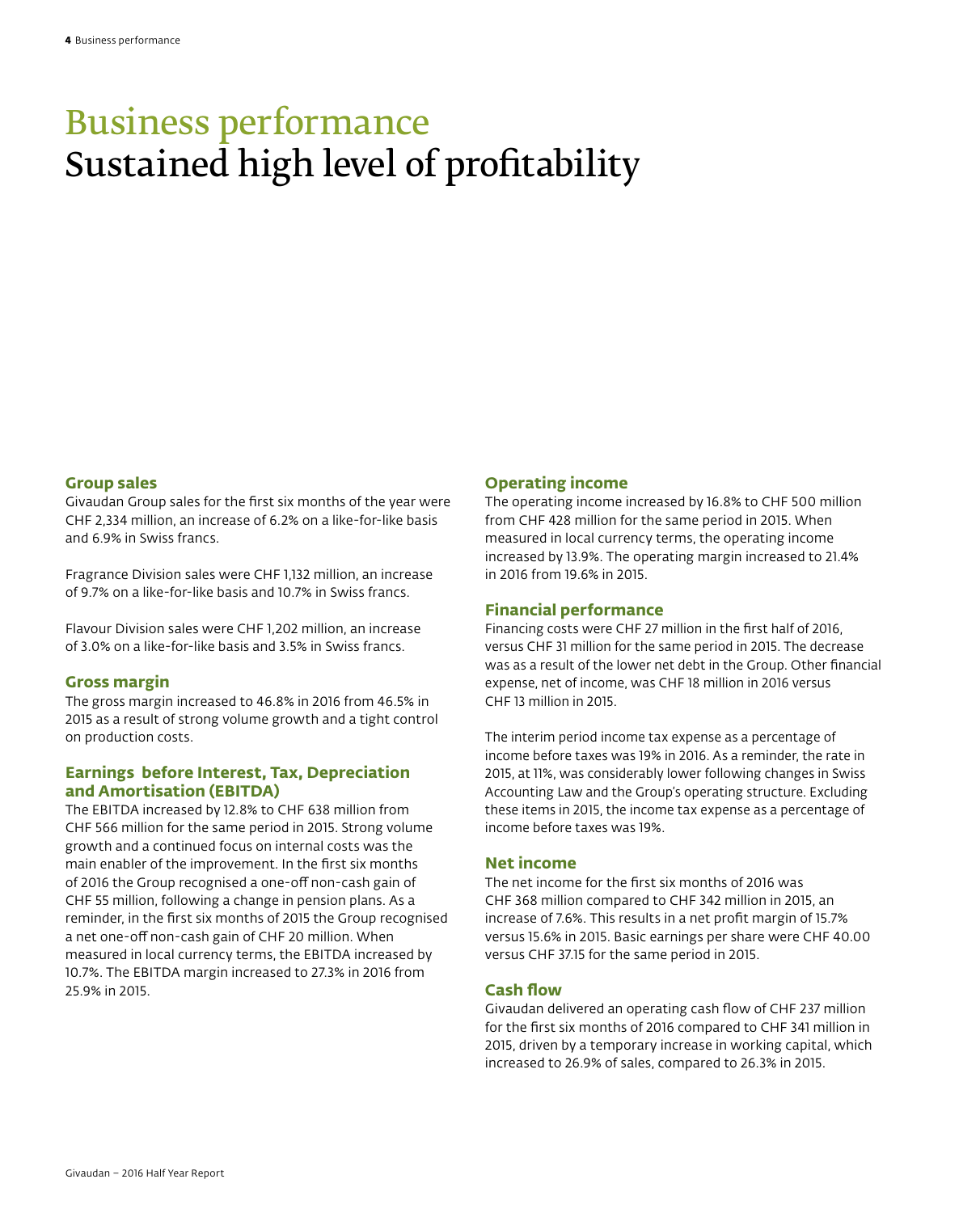# Business performance
# Sustained high level of profitability

## Group sales

Givaudan Group sales for the first six months of the year were CHF 2,334 million, an increase of 6.2% on a like-for-like basis and 6.9% in Swiss francs.

Fragrance Division sales were CHF 1,132 million, an increase of 9.7% on a like-for-like basis and 10.7% in Swiss francs.

Flavour Division sales were CHF 1,202 million, an increase of 3.0% on a like-for-like basis and 3.5% in Swiss francs.

## Gross margin

The gross margin increased to 46.8% in 2016 from 46.5% in 2015 as a result of strong volume growth and a tight control on production costs.

## Earnings before Interest, Tax, Depreciation and Amortisation (EBITDA)

The EBITDA increased by 12.8% to CHF 638 million from CHF 566 million for the same period in 2015. Strong volume growth and a continued focus on internal costs was the main enabler of the improvement. In the first six months of 2016 the Group recognised a one-off non-cash gain of CHF 55 million, following a change in pension plans. As a reminder, in the first six months of 2015 the Group recognised a net one-off non-cash gain of CHF 20 million. When measured in local currency terms, the EBITDA increased by 10.7%. The EBITDA margin increased to 27.3% in 2016 from 25.9% in 2015.

## Operating income

The operating income increased by 16.8% to CHF 500 million from CHF 428 million for the same period in 2015. When measured in local currency terms, the operating income increased by 13.9%. The operating margin increased to 21.4% in 2016 from 19.6% in 2015.

## Financial performance

Financing costs were CHF 27 million in the first half of 2016, versus CHF 31 million for the same period in 2015. The decrease was as a result of the lower net debt in the Group. Other financial expense, net of income, was CHF 18 million in 2016 versus CHF 13 million in 2015.

The interim period income tax expense as a percentage of income before taxes was 19% in 2016. As a reminder, the rate in 2015, at 11%, was considerably lower following changes in Swiss Accounting Law and the Group's operating structure. Excluding these items in 2015, the income tax expense as a percentage of income before taxes was 19%.

## Net income

The net income for the first six months of 2016 was CHF 368 million compared to CHF 342 million in 2015, an increase of 7.6%. This results in a net profit margin of 15.7% versus 15.6% in 2015. Basic earnings per share were CHF 40.00 versus CHF 37.15 for the same period in 2015.

## Cash flow

Givaudan delivered an operating cash flow of CHF 237 million for the first six months of 2016 compared to CHF 341 million in 2015, driven by a temporary increase in working capital, which increased to 26.9% of sales, compared to 26.3% in 2015.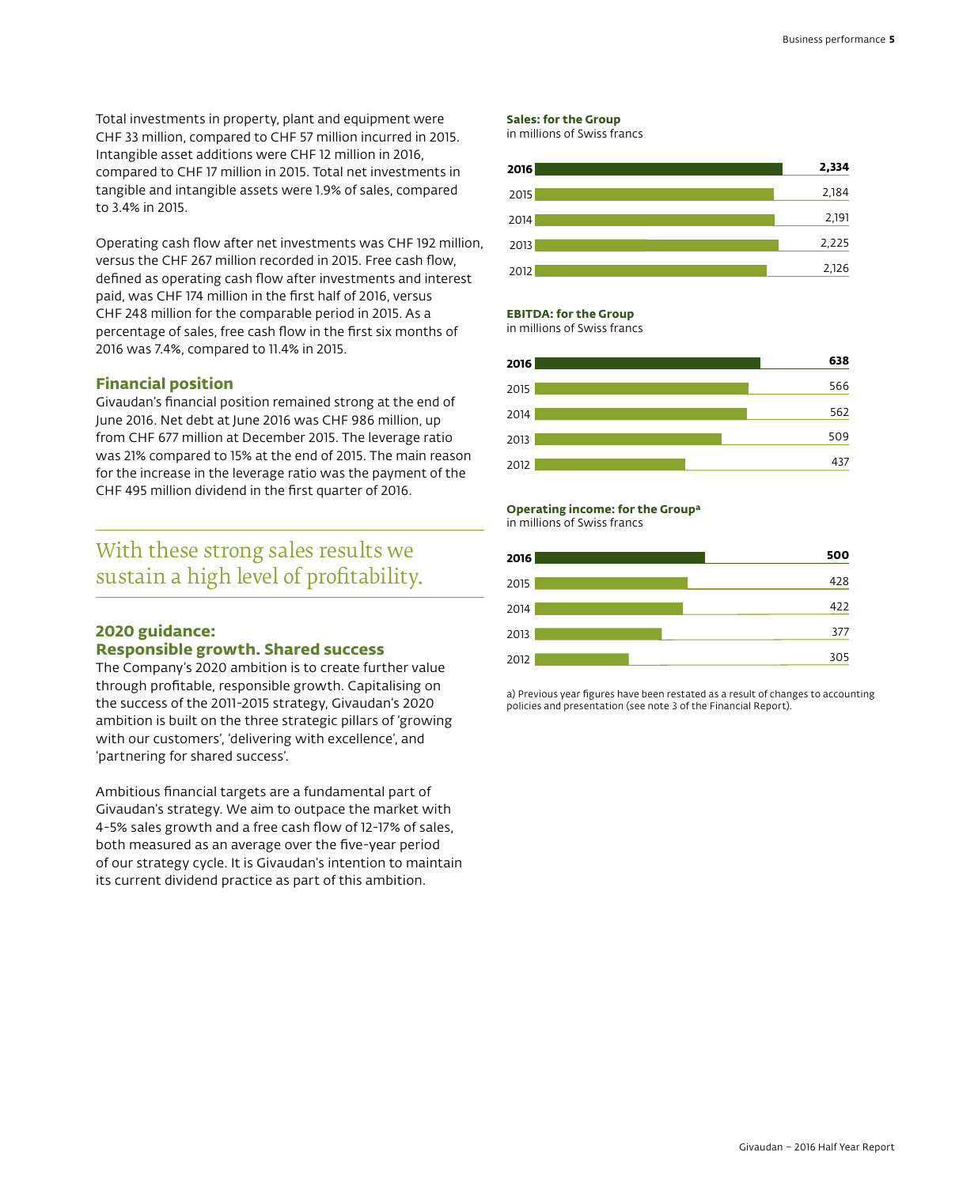Total investments in property, plant and equipment were CHF 33 million, compared to CHF 57 million incurred in 2015. Intangible asset additions were CHF 12 million in 2016, compared to CHF 17 million in 2015. Total net investments in tangible and intangible assets were 1.9% of sales, compared to 3.4% in 2015.

Operating cash flow after net investments was CHF 192 million, versus the CHF 267 million recorded in 2015. Free cash flow, defined as operating cash flow after investments and interest paid, was CHF 174 million in the first half of 2016, versus CHF 248 million for the comparable period in 2015. As a percentage of sales, free cash flow in the first six months of 2016 was 7.4%, compared to 11.4% in 2015.

## Financial position

Givaudan's financial position remained strong at the end of June 2016. Net debt at June 2016 was CHF 986 million, up from CHF 677 million at December 2015. The leverage ratio was 21% compared to 15% at the end of 2015. The main reason for the increase in the leverage ratio was the payment of the CHF 495 million dividend in the first quarter of 2016.

> With these strong sales results we sustain a high level of profitability.

## 2020 guidance: Responsible growth. Shared success

The Company's 2020 ambition is to create further value through profitable, responsible growth. Capitalising on the success of the 2011-2015 strategy, Givaudan's 2020 ambition is built on the three strategic pillars of 'growing with our customers', 'delivering with excellence', and 'partnering for shared success'.

Ambitious financial targets are a fundamental part of Givaudan's strategy. We aim to outpace the market with 4-5% sales growth and a free cash flow of 12-17% of sales, both measured as an average over the five-year period of our strategy cycle. It is Givaudan's intention to maintain its current dividend practice as part of this ambition.

**Sales: for the Group**
in millions of Swiss francs

| Year | Sales |
|---|---|
| **2016** | **2,334** |
| 2015 | 2,184 |
| 2014 | 2,191 |
| 2013 | 2,225 |
| 2012 | 2,126 |

**EBITDA: for the Group**
in millions of Swiss francs

| Year | EBITDA |
|---|---|
| **2016** | **638** |
| 2015 | 566 |
| 2014 | 562 |
| 2013 | 509 |
| 2012 | 437 |

**Operating income: for the Group[a]**
in millions of Swiss francs

| Year | Operating income |
|---|---|
| **2016** | **500** |
| 2015 | 428 |
| 2014 | 422 |
| 2013 | 377 |
| 2012 | 305 |

a) Previous year figures have been restated as a result of changes to accounting policies and presentation (see note 3 of the Financial Report).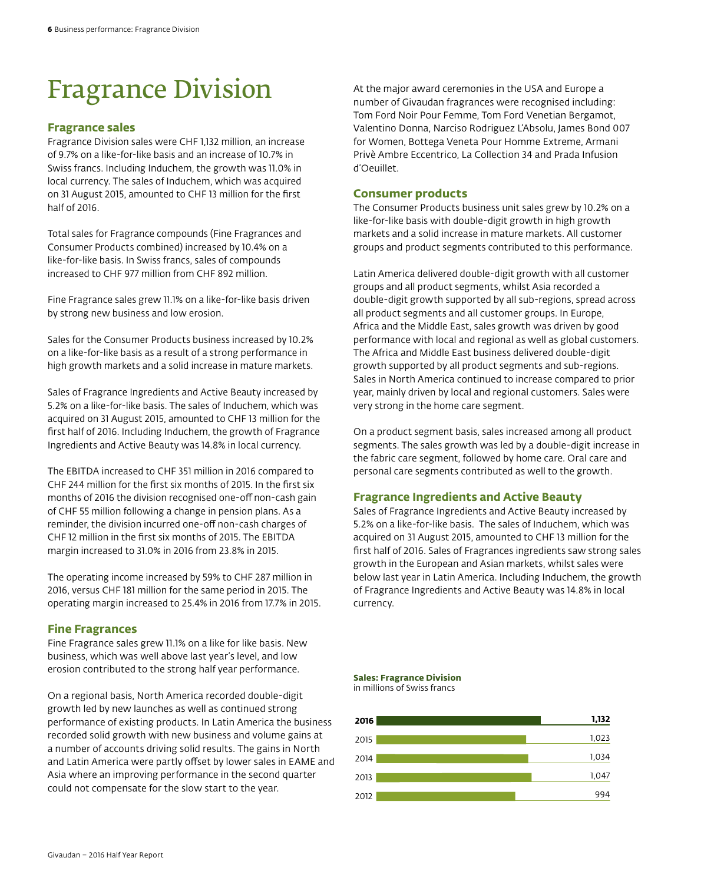# Fragrance Division

## Fragrance sales

Fragrance Division sales were CHF 1,132 million, an increase of 9.7% on a like-for-like basis and an increase of 10.7% in Swiss francs. Including Induchem, the growth was 11.0% in local currency. The sales of Induchem, which was acquired on 31 August 2015, amounted to CHF 13 million for the first half of 2016.

Total sales for Fragrance compounds (Fine Fragrances and Consumer Products combined) increased by 10.4% on a like-for-like basis. In Swiss francs, sales of compounds increased to CHF 977 million from CHF 892 million.

Fine Fragrance sales grew 11.1% on a like-for-like basis driven by strong new business and low erosion.

Sales for the Consumer Products business increased by 10.2% on a like-for-like basis as a result of a strong performance in high growth markets and a solid increase in mature markets.

Sales of Fragrance Ingredients and Active Beauty increased by 5.2% on a like-for-like basis. The sales of Induchem, which was acquired on 31 August 2015, amounted to CHF 13 million for the first half of 2016. Including Induchem, the growth of Fragrance Ingredients and Active Beauty was 14.8% in local currency.

The EBITDA increased to CHF 351 million in 2016 compared to CHF 244 million for the first six months of 2015. In the first six months of 2016 the division recognised one-off non-cash gain of CHF 55 million following a change in pension plans. As a reminder, the division incurred one-off non-cash charges of CHF 12 million in the first six months of 2015. The EBITDA margin increased to 31.0% in 2016 from 23.8% in 2015.

The operating income increased by 59% to CHF 287 million in 2016, versus CHF 181 million for the same period in 2015. The operating margin increased to 25.4% in 2016 from 17.7% in 2015.

## Fine Fragrances

Fine Fragrance sales grew 11.1% on a like for like basis. New business, which was well above last year's level, and low erosion contributed to the strong half year performance.

On a regional basis, North America recorded double-digit growth led by new launches as well as continued strong performance of existing products. In Latin America the business recorded solid growth with new business and volume gains at a number of accounts driving solid results. The gains in North and Latin America were partly offset by lower sales in EAME and Asia where an improving performance in the second quarter could not compensate for the slow start to the year.

At the major award ceremonies in the USA and Europe a number of Givaudan fragrances were recognised including: Tom Ford Noir Pour Femme, Tom Ford Venetian Bergamot, Valentino Donna, Narciso Rodriguez L'Absolu, James Bond 007 for Women, Bottega Veneta Pour Homme Extreme, Armani Privè Ambre Eccentrico, La Collection 34 and Prada Infusion d'Oeuillet.

## Consumer products

The Consumer Products business unit sales grew by 10.2% on a like-for-like basis with double-digit growth in high growth markets and a solid increase in mature markets. All customer groups and product segments contributed to this performance.

Latin America delivered double-digit growth with all customer groups and all product segments, whilst Asia recorded a double-digit growth supported by all sub-regions, spread across all product segments and all customer groups. In Europe, Africa and the Middle East, sales growth was driven by good performance with local and regional as well as global customers. The Africa and Middle East business delivered double-digit growth supported by all product segments and sub-regions. Sales in North America continued to increase compared to prior year, mainly driven by local and regional customers. Sales were very strong in the home care segment.

On a product segment basis, sales increased among all product segments. The sales growth was led by a double-digit increase in the fabric care segment, followed by home care. Oral care and personal care segments contributed as well to the growth.

## Fragrance Ingredients and Active Beauty

Sales of Fragrance Ingredients and Active Beauty increased by 5.2% on a like-for-like basis. The sales of Induchem, which was acquired on 31 August 2015, amounted to CHF 13 million for the first half of 2016. Sales of Fragrances ingredients saw strong sales growth in the European and Asian markets, whilst sales were below last year in Latin America. Including Induchem, the growth of Fragrance Ingredients and Active Beauty was 14.8% in local currency.

**Sales: Fragrance Division**
in millions of Swiss francs

| Year | Sales |
|---|---|
| **2016** | **1,132** |
| 2015 | 1,023 |
| 2014 | 1,034 |
| 2013 | 1,047 |
| 2012 | 994 |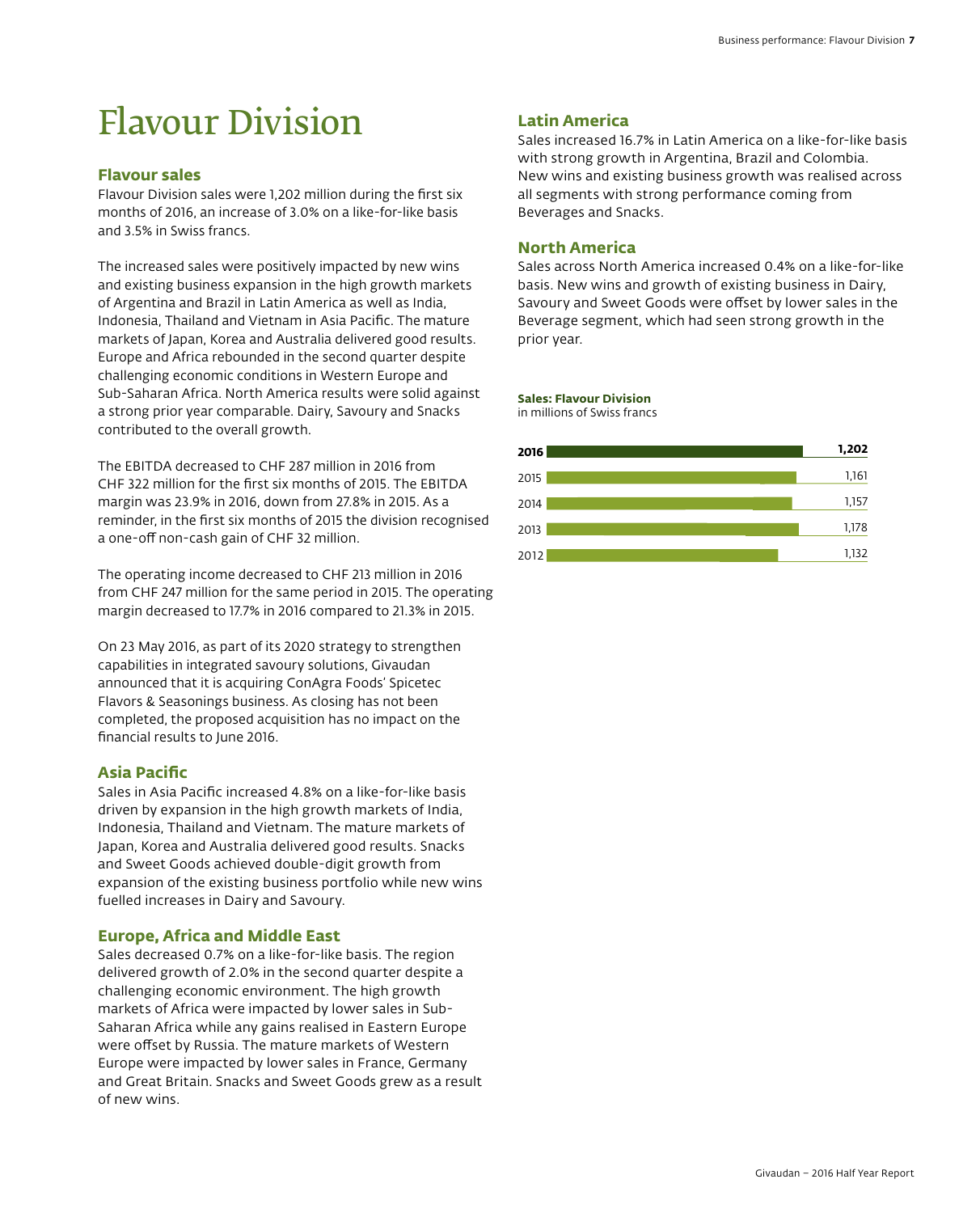# Flavour Division

## Flavour sales

Flavour Division sales were 1,202 million during the first six months of 2016, an increase of 3.0% on a like-for-like basis and 3.5% in Swiss francs.

The increased sales were positively impacted by new wins and existing business expansion in the high growth markets of Argentina and Brazil in Latin America as well as India, Indonesia, Thailand and Vietnam in Asia Pacific. The mature markets of Japan, Korea and Australia delivered good results. Europe and Africa rebounded in the second quarter despite challenging economic conditions in Western Europe and Sub-Saharan Africa. North America results were solid against a strong prior year comparable. Dairy, Savoury and Snacks contributed to the overall growth.

The EBITDA decreased to CHF 287 million in 2016 from CHF 322 million for the first six months of 2015. The EBITDA margin was 23.9% in 2016, down from 27.8% in 2015. As a reminder, in the first six months of 2015 the division recognised a one-off non-cash gain of CHF 32 million.

The operating income decreased to CHF 213 million in 2016 from CHF 247 million for the same period in 2015. The operating margin decreased to 17.7% in 2016 compared to 21.3% in 2015.

On 23 May 2016, as part of its 2020 strategy to strengthen capabilities in integrated savoury solutions, Givaudan announced that it is acquiring ConAgra Foods' Spicetec Flavors & Seasonings business. As closing has not been completed, the proposed acquisition has no impact on the financial results to June 2016.

## Asia Pacific

Sales in Asia Pacific increased 4.8% on a like-for-like basis driven by expansion in the high growth markets of India, Indonesia, Thailand and Vietnam. The mature markets of Japan, Korea and Australia delivered good results. Snacks and Sweet Goods achieved double-digit growth from expansion of the existing business portfolio while new wins fuelled increases in Dairy and Savoury.

## Europe, Africa and Middle East

Sales decreased 0.7% on a like-for-like basis. The region delivered growth of 2.0% in the second quarter despite a challenging economic environment. The high growth markets of Africa were impacted by lower sales in Sub-Saharan Africa while any gains realised in Eastern Europe were offset by Russia. The mature markets of Western Europe were impacted by lower sales in France, Germany and Great Britain. Snacks and Sweet Goods grew as a result of new wins.

## Latin America

Sales increased 16.7% in Latin America on a like-for-like basis with strong growth in Argentina, Brazil and Colombia. New wins and existing business growth was realised across all segments with strong performance coming from Beverages and Snacks.

## North America

Sales across North America increased 0.4% on a like-for-like basis. New wins and growth of existing business in Dairy, Savoury and Sweet Goods were offset by lower sales in the Beverage segment, which had seen strong growth in the prior year.

**Sales: Flavour Division**
in millions of Swiss francs

| Year | Sales |
|---|---|
| **2016** | **1,202** |
| 2015 | 1,161 |
| 2014 | 1,157 |
| 2013 | 1,178 |
| 2012 | 1,132 |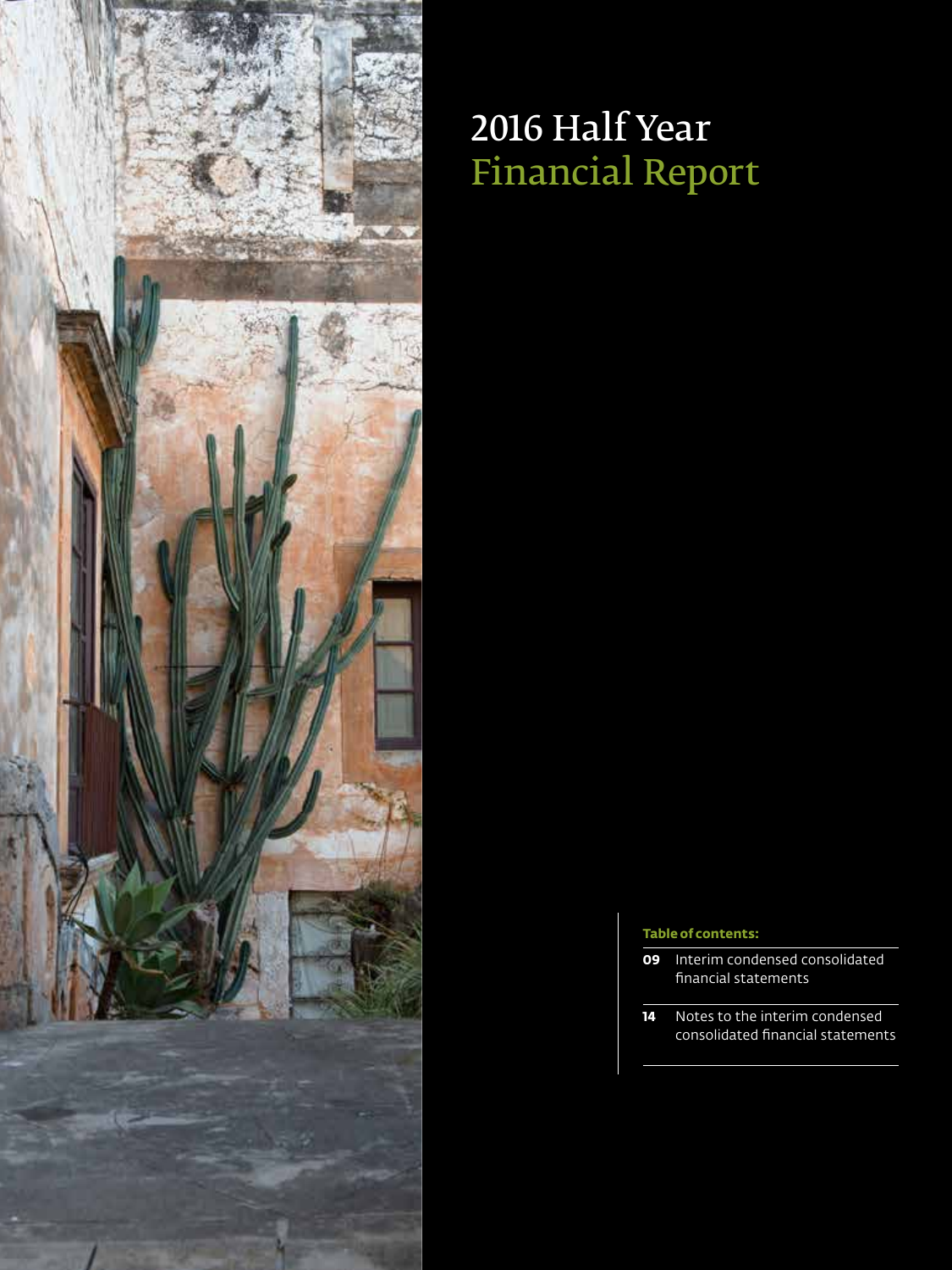# 2016 Half Year Financial Report

**Table of contents:**

| | |
|---|---|
| **09** | Interim condensed consolidated financial statements |
| **14** | Notes to the interim condensed consolidated financial statements |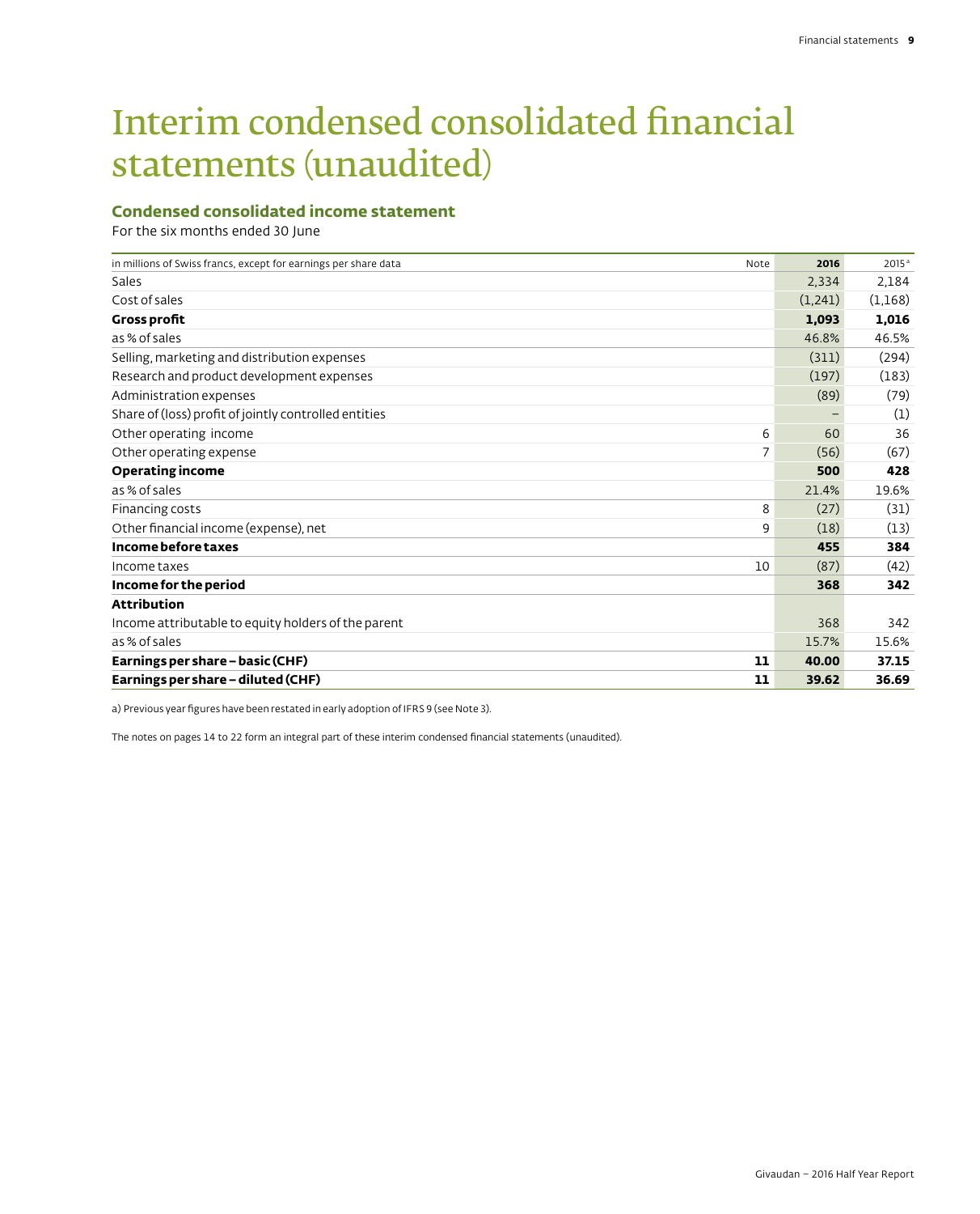# Interim condensed consolidated financial statements (unaudited)

### Condensed consolidated income statement

For the six months ended 30 June

| in millions of Swiss francs, except for earnings per share data | Note | 2016 | 2015[a] |
|---|---|---|---|
| Sales | | 2,334 | 2,184 |
| Cost of sales | | (1,241) | (1,168) |
| **Gross profit** | | **1,093** | **1,016** |
| as % of sales | | 46.8% | 46.5% |
| Selling, marketing and distribution expenses | | (311) | (294) |
| Research and product development expenses | | (197) | (183) |
| Administration expenses | | (89) | (79) |
| Share of (loss) profit of jointly controlled entities | | – | (1) |
| Other operating income | 6 | 60 | 36 |
| Other operating expense | 7 | (56) | (67) |
| **Operating income** | | **500** | **428** |
| as % of sales | | 21.4% | 19.6% |
| Financing costs | 8 | (27) | (31) |
| Other financial income (expense), net | 9 | (18) | (13) |
| **Income before taxes** | | **455** | **384** |
| Income taxes | 10 | (87) | (42) |
| **Income for the period** | | **368** | **342** |
| **Attribution** | | | |
| Income attributable to equity holders of the parent | | 368 | 342 |
| as % of sales | | 15.7% | 15.6% |
| **Earnings per share – basic (CHF)** | **11** | **40.00** | **37.15** |
| **Earnings per share – diluted (CHF)** | **11** | **39.62** | **36.69** |

a) Previous year figures have been restated in early adoption of IFRS 9 (see Note 3).

The notes on pages 14 to 22 form an integral part of these interim condensed financial statements (unaudited).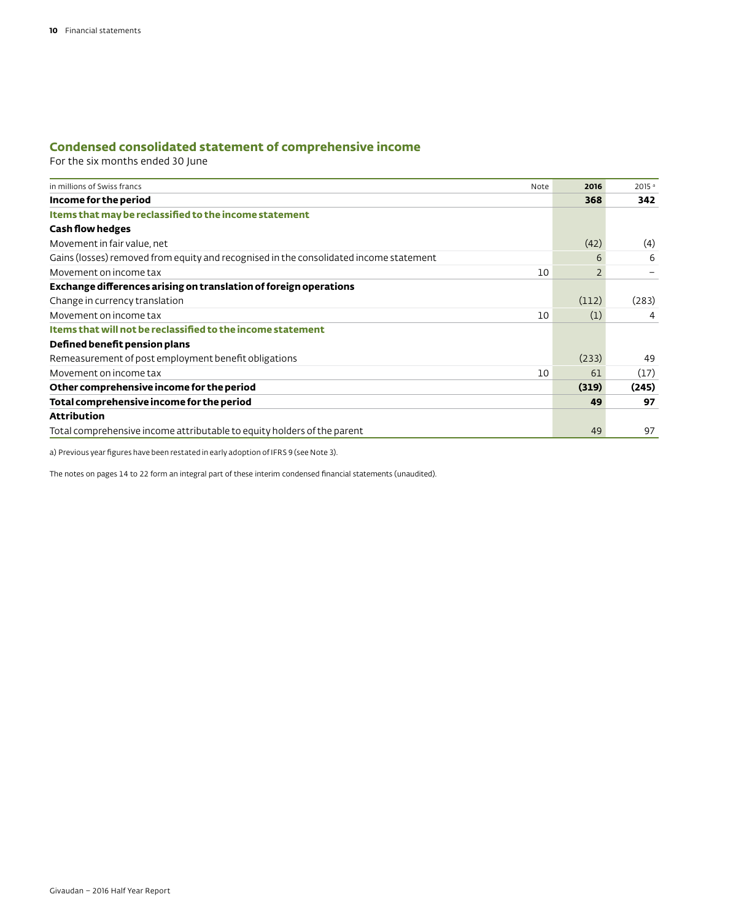## Condensed consolidated statement of comprehensive income

For the six months ended 30 June

| in millions of Swiss francs | Note | 2016 | 2015 [a] |
|---|---|---|---|
| **Income for the period** | | **368** | **342** |
| **Items that may be reclassified to the income statement** | | | |
| **Cash flow hedges** | | | |
| Movement in fair value, net | | (42) | (4) |
| Gains (losses) removed from equity and recognised in the consolidated income statement | | 6 | 6 |
| Movement on income tax | 10 | 2 | – |
| **Exchange differences arising on translation of foreign operations** | | | |
| Change in currency translation | | (112) | (283) |
| Movement on income tax | 10 | (1) | 4 |
| **Items that will not be reclassified to the income statement** | | | |
| **Defined benefit pension plans** | | | |
| Remeasurement of post employment benefit obligations | | (233) | 49 |
| Movement on income tax | 10 | 61 | (17) |
| **Other comprehensive income for the period** | | **(319)** | **(245)** |
| **Total comprehensive income for the period** | | **49** | **97** |
| **Attribution** | | | |
| Total comprehensive income attributable to equity holders of the parent | | 49 | 97 |

a) Previous year figures have been restated in early adoption of IFRS 9 (see Note 3).

The notes on pages 14 to 22 form an integral part of these interim condensed financial statements (unaudited).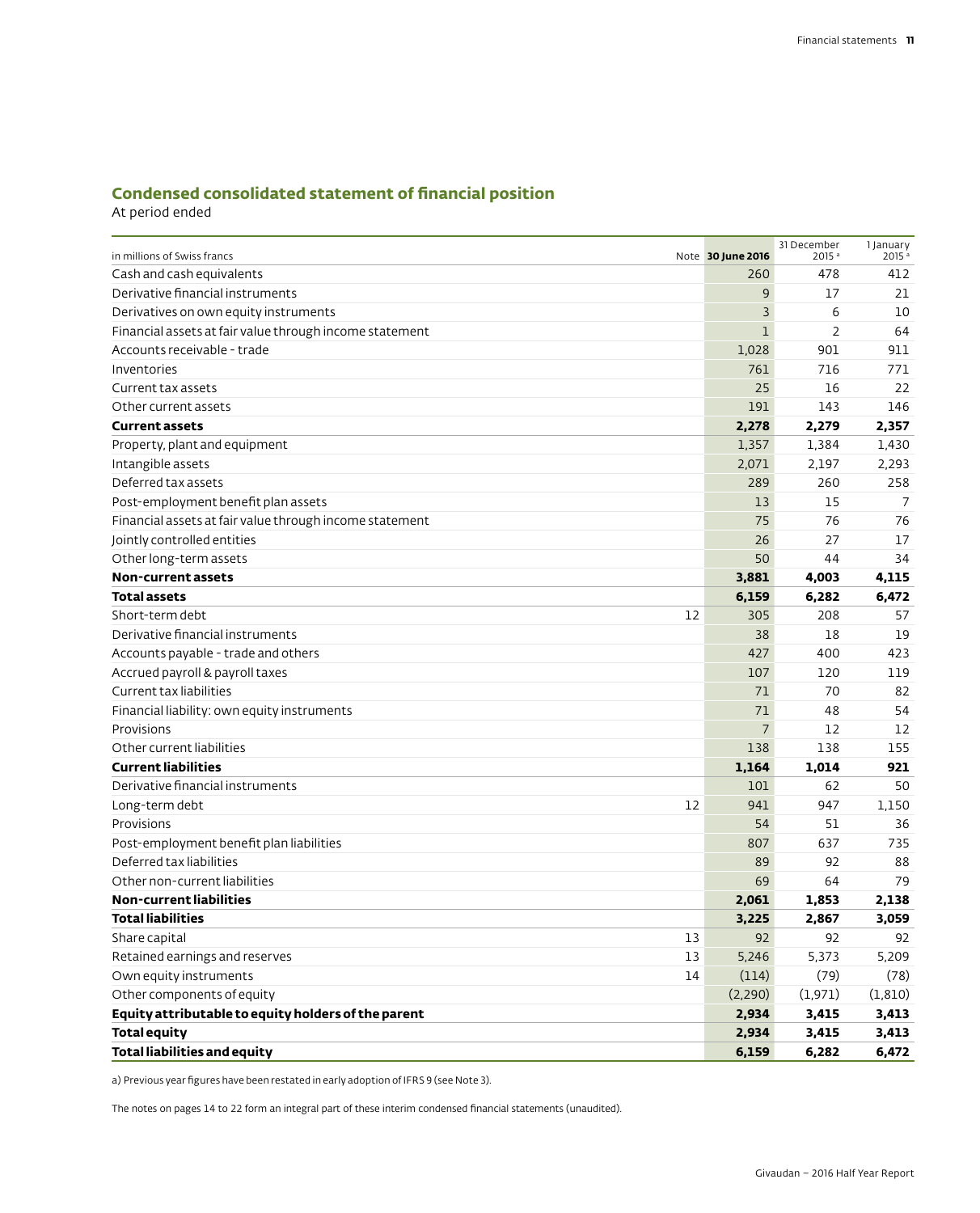## Condensed consolidated statement of financial position

At period ended

| in millions of Swiss francs | Note | 30 June 2016 | 31 December 2015 [a] | 1 January 2015 [a] |
|---|---|---|---|---|
| Cash and cash equivalents | | 260 | 478 | 412 |
| Derivative financial instruments | | 9 | 17 | 21 |
| Derivatives on own equity instruments | | 3 | 6 | 10 |
| Financial assets at fair value through income statement | | 1 | 2 | 64 |
| Accounts receivable - trade | | 1,028 | 901 | 911 |
| Inventories | | 761 | 716 | 771 |
| Current tax assets | | 25 | 16 | 22 |
| Other current assets | | 191 | 143 | 146 |
| **Current assets** | | **2,278** | **2,279** | **2,357** |
| Property, plant and equipment | | 1,357 | 1,384 | 1,430 |
| Intangible assets | | 2,071 | 2,197 | 2,293 |
| Deferred tax assets | | 289 | 260 | 258 |
| Post-employment benefit plan assets | | 13 | 15 | 7 |
| Financial assets at fair value through income statement | | 75 | 76 | 76 |
| Jointly controlled entities | | 26 | 27 | 17 |
| Other long-term assets | | 50 | 44 | 34 |
| **Non-current assets** | | **3,881** | **4,003** | **4,115** |
| **Total assets** | | **6,159** | **6,282** | **6,472** |
| Short-term debt | 12 | 305 | 208 | 57 |
| Derivative financial instruments | | 38 | 18 | 19 |
| Accounts payable - trade and others | | 427 | 400 | 423 |
| Accrued payroll & payroll taxes | | 107 | 120 | 119 |
| Current tax liabilities | | 71 | 70 | 82 |
| Financial liability: own equity instruments | | 71 | 48 | 54 |
| Provisions | | 7 | 12 | 12 |
| Other current liabilities | | 138 | 138 | 155 |
| **Current liabilities** | | **1,164** | **1,014** | **921** |
| Derivative financial instruments | | 101 | 62 | 50 |
| Long-term debt | 12 | 941 | 947 | 1,150 |
| Provisions | | 54 | 51 | 36 |
| Post-employment benefit plan liabilities | | 807 | 637 | 735 |
| Deferred tax liabilities | | 89 | 92 | 88 |
| Other non-current liabilities | | 69 | 64 | 79 |
| **Non-current liabilities** | | **2,061** | **1,853** | **2,138** |
| **Total liabilities** | | **3,225** | **2,867** | **3,059** |
| Share capital | 13 | 92 | 92 | 92 |
| Retained earnings and reserves | 13 | 5,246 | 5,373 | 5,209 |
| Own equity instruments | 14 | (114) | (79) | (78) |
| Other components of equity | | (2,290) | (1,971) | (1,810) |
| **Equity attributable to equity holders of the parent** | | **2,934** | **3,415** | **3,413** |
| **Total equity** | | **2,934** | **3,415** | **3,413** |
| **Total liabilities and equity** | | **6,159** | **6,282** | **6,472** |

a) Previous year figures have been restated in early adoption of IFRS 9 (see Note 3).

The notes on pages 14 to 22 form an integral part of these interim condensed financial statements (unaudited).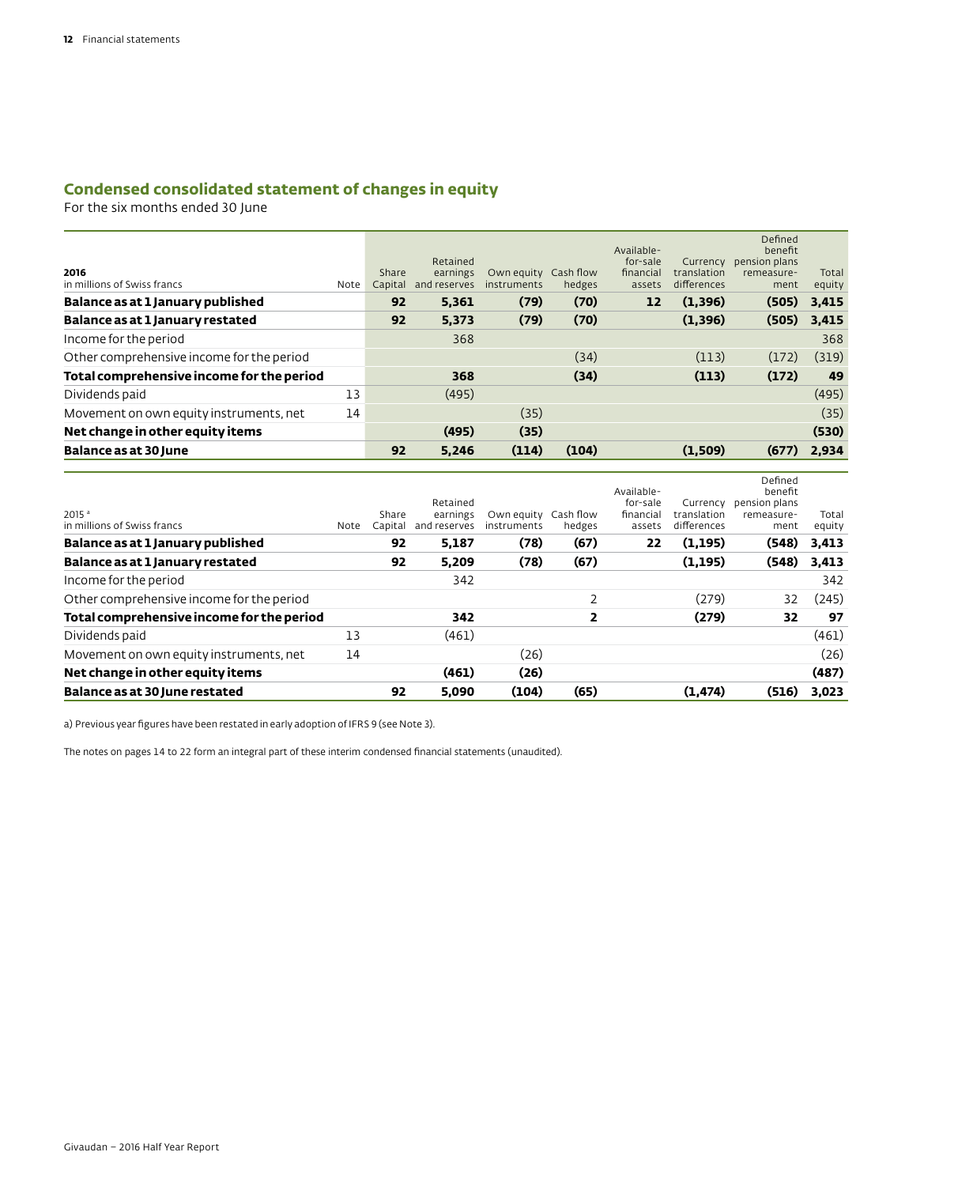## Condensed consolidated statement of changes in equity

For the six months ended 30 June

| **2016**<br>in millions of Swiss francs | Note | Share Capital | Retained earnings and reserves | Own equity instruments | Cash flow hedges | Available-for-sale financial assets | Currency translation differences | Defined benefit pension plans remeasurement | Total equity |
|---|---|---|---|---|---|---|---|---|---|
| **Balance as at 1 January published** | | **92** | **5,361** | **(79)** | **(70)** | **12** | **(1,396)** | **(505)** | **3,415** |
| **Balance as at 1 January restated** | | **92** | **5,373** | **(79)** | **(70)** | | **(1,396)** | **(505)** | **3,415** |
| Income for the period | | | 368 | | | | | | 368 |
| Other comprehensive income for the period | | | | | (34) | | (113) | (172) | (319) |
| **Total comprehensive income for the period** | | | **368** | | **(34)** | | **(113)** | **(172)** | **49** |
| Dividends paid | 13 | | (495) | | | | | | (495) |
| Movement on own equity instruments, net | 14 | | | (35) | | | | | (35) |
| **Net change in other equity items** | | | **(495)** | **(35)** | | | | | **(530)** |
| **Balance as at 30 June** | | **92** | **5,246** | **(114)** | **(104)** | | **(1,509)** | **(677)** | **2,934** |

| 2015 [a]<br>in millions of Swiss francs | Note | Share Capital | Retained earnings and reserves | Own equity instruments | Cash flow hedges | Available-for-sale financial assets | Currency translation differences | Defined benefit pension plans remeasurement | Total equity |
|---|---|---|---|---|---|---|---|---|---|
| **Balance as at 1 January published** | | **92** | **5,187** | **(78)** | **(67)** | **22** | **(1,195)** | **(548)** | **3,413** |
| **Balance as at 1 January restated** | | **92** | **5,209** | **(78)** | **(67)** | | **(1,195)** | **(548)** | **3,413** |
| Income for the period | | | 342 | | | | | | 342 |
| Other comprehensive income for the period | | | | | 2 | | (279) | 32 | (245) |
| **Total comprehensive income for the period** | | | **342** | | **2** | | **(279)** | **32** | **97** |
| Dividends paid | 13 | | (461) | | | | | | (461) |
| Movement on own equity instruments, net | 14 | | | (26) | | | | | (26) |
| **Net change in other equity items** | | | **(461)** | **(26)** | | | | | **(487)** |
| **Balance as at 30 June restated** | | **92** | **5,090** | **(104)** | **(65)** | | **(1,474)** | **(516)** | **3,023** |

a) Previous year figures have been restated in early adoption of IFRS 9 (see Note 3).

The notes on pages 14 to 22 form an integral part of these interim condensed financial statements (unaudited).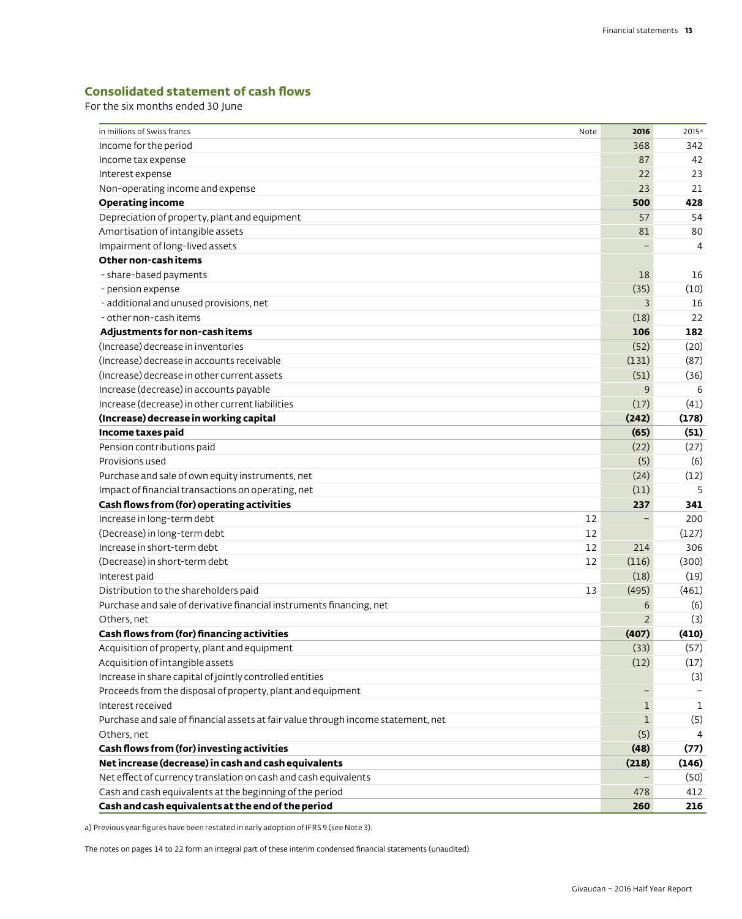## Consolidated statement of cash flows

For the six months ended 30 June

| in millions of Swiss francs | Note | 2016 | 2015[a] |
|---|---|---|---|
| Income for the period | | 368 | 342 |
| Income tax expense | | 87 | 42 |
| Interest expense | | 22 | 23 |
| Non-operating income and expense | | 23 | 21 |
| **Operating income** | | **500** | **428** |
| Depreciation of property, plant and equipment | | 57 | 54 |
| Amortisation of intangible assets | | 81 | 80 |
| Impairment of long-lived assets | | – | 4 |
| **Other non-cash items** | | | |
| - share-based payments | | 18 | 16 |
| - pension expense | | (35) | (10) |
| - additional and unused provisions, net | | 3 | 16 |
| - other non-cash items | | (18) | 22 |
| **Adjustments for non-cash items** | | **106** | **182** |
| (Increase) decrease in inventories | | (52) | (20) |
| (Increase) decrease in accounts receivable | | (131) | (87) |
| (Increase) decrease in other current assets | | (51) | (36) |
| Increase (decrease) in accounts payable | | 9 | 6 |
| Increase (decrease) in other current liabilities | | (17) | (41) |
| **(Increase) decrease in working capital** | | **(242)** | **(178)** |
| **Income taxes paid** | | **(65)** | **(51)** |
| Pension contributions paid | | (22) | (27) |
| Provisions used | | (5) | (6) |
| Purchase and sale of own equity instruments, net | | (24) | (12) |
| Impact of financial transactions on operating, net | | (11) | 5 |
| **Cash flows from (for) operating activities** | | **237** | **341** |
| Increase in long-term debt | 12 | – | 200 |
| (Decrease) in long-term debt | 12 | | (127) |
| Increase in short-term debt | 12 | 214 | 306 |
| (Decrease) in short-term debt | 12 | (116) | (300) |
| Interest paid | | (18) | (19) |
| Distribution to the shareholders paid | 13 | (495) | (461) |
| Purchase and sale of derivative financial instruments financing, net | | 6 | (6) |
| Others, net | | 2 | (3) |
| **Cash flows from (for) financing activities** | | **(407)** | **(410)** |
| Acquisition of property, plant and equipment | | (33) | (57) |
| Acquisition of intangible assets | | (12) | (17) |
| Increase in share capital of jointly controlled entities | | | (3) |
| Proceeds from the disposal of property, plant and equipment | | – | – |
| Interest received | | 1 | 1 |
| Purchase and sale of financial assets at fair value through income statement, net | | 1 | (5) |
| Others, net | | (5) | 4 |
| **Cash flows from (for) investing activities** | | **(48)** | **(77)** |
| **Net increase (decrease) in cash and cash equivalents** | | **(218)** | **(146)** |
| Net effect of currency translation on cash and cash equivalents | | – | (50) |
| Cash and cash equivalents at the beginning of the period | | 478 | 412 |
| **Cash and cash equivalents at the end of the period** | | **260** | **216** |

a) Previous year figures have been restated in early adoption of IFRS 9 (see Note 3).

The notes on pages 14 to 22 form an integral part of these interim condensed financial statements (unaudited).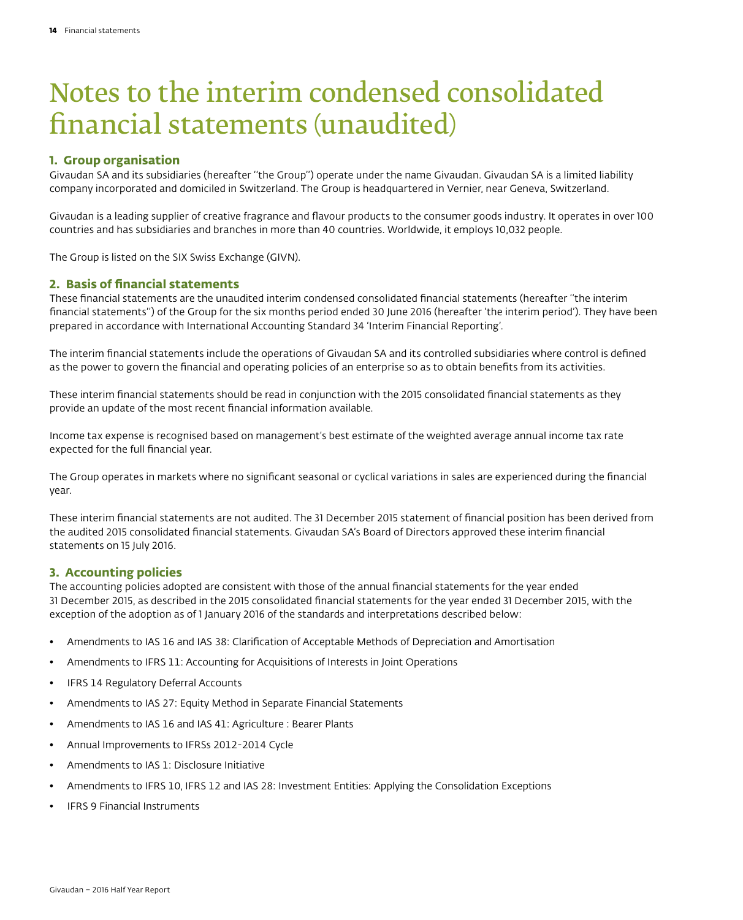# Notes to the interim condensed consolidated financial statements (unaudited)

## 1. Group organisation

Givaudan SA and its subsidiaries (hereafter "the Group") operate under the name Givaudan. Givaudan SA is a limited liability company incorporated and domiciled in Switzerland. The Group is headquartered in Vernier, near Geneva, Switzerland.

Givaudan is a leading supplier of creative fragrance and flavour products to the consumer goods industry. It operates in over 100 countries and has subsidiaries and branches in more than 40 countries. Worldwide, it employs 10,032 people.

The Group is listed on the SIX Swiss Exchange (GIVN).

## 2. Basis of financial statements

These financial statements are the unaudited interim condensed consolidated financial statements (hereafter "the interim financial statements") of the Group for the six months period ended 30 June 2016 (hereafter 'the interim period'). They have been prepared in accordance with International Accounting Standard 34 'Interim Financial Reporting'.

The interim financial statements include the operations of Givaudan SA and its controlled subsidiaries where control is defined as the power to govern the financial and operating policies of an enterprise so as to obtain benefits from its activities.

These interim financial statements should be read in conjunction with the 2015 consolidated financial statements as they provide an update of the most recent financial information available.

Income tax expense is recognised based on management's best estimate of the weighted average annual income tax rate expected for the full financial year.

The Group operates in markets where no significant seasonal or cyclical variations in sales are experienced during the financial year.

These interim financial statements are not audited. The 31 December 2015 statement of financial position has been derived from the audited 2015 consolidated financial statements. Givaudan SA's Board of Directors approved these interim financial statements on 15 July 2016.

## 3. Accounting policies

The accounting policies adopted are consistent with those of the annual financial statements for the year ended 31 December 2015, as described in the 2015 consolidated financial statements for the year ended 31 December 2015, with the exception of the adoption as of 1 January 2016 of the standards and interpretations described below:

- Amendments to IAS 16 and IAS 38: Clarification of Acceptable Methods of Depreciation and Amortisation
- Amendments to IFRS 11: Accounting for Acquisitions of Interests in Joint Operations
- IFRS 14 Regulatory Deferral Accounts
- Amendments to IAS 27: Equity Method in Separate Financial Statements
- Amendments to IAS 16 and IAS 41: Agriculture : Bearer Plants
- Annual Improvements to IFRSs 2012-2014 Cycle
- Amendments to IAS 1: Disclosure Initiative
- Amendments to IFRS 10, IFRS 12 and IAS 28: Investment Entities: Applying the Consolidation Exceptions
- IFRS 9 Financial Instruments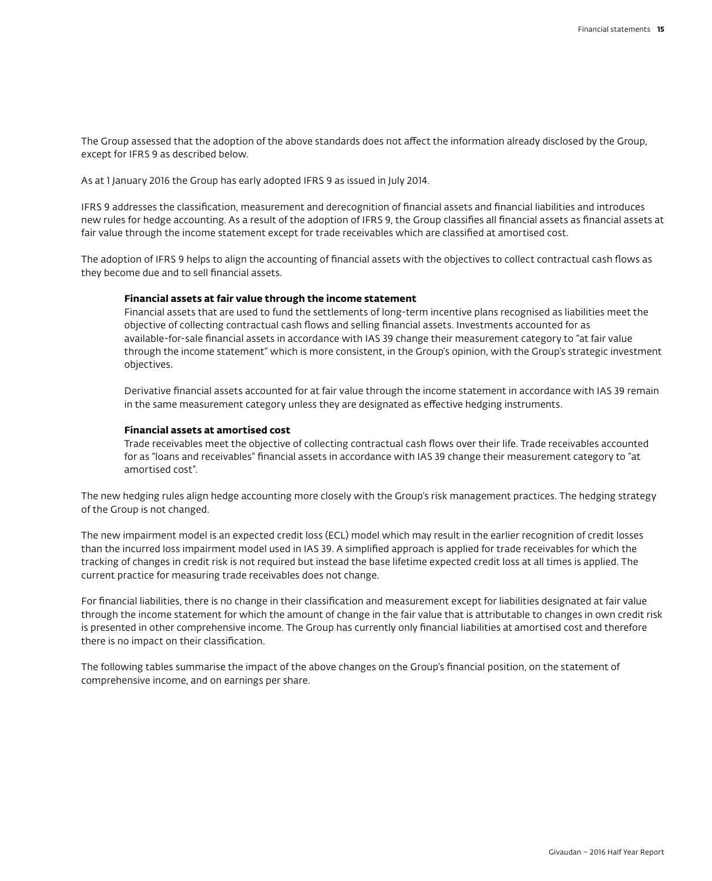The Group assessed that the adoption of the above standards does not affect the information already disclosed by the Group, except for IFRS 9 as described below.

As at 1 January 2016 the Group has early adopted IFRS 9 as issued in July 2014.

IFRS 9 addresses the classification, measurement and derecognition of financial assets and financial liabilities and introduces new rules for hedge accounting. As a result of the adoption of IFRS 9, the Group classifies all financial assets as financial assets at fair value through the income statement except for trade receivables which are classified at amortised cost.

The adoption of IFRS 9 helps to align the accounting of financial assets with the objectives to collect contractual cash flows as they become due and to sell financial assets.

**Financial assets at fair value through the income statement**

Financial assets that are used to fund the settlements of long-term incentive plans recognised as liabilities meet the objective of collecting contractual cash flows and selling financial assets. Investments accounted for as available-for-sale financial assets in accordance with IAS 39 change their measurement category to "at fair value through the income statement" which is more consistent, in the Group's opinion, with the Group's strategic investment objectives.

Derivative financial assets accounted for at fair value through the income statement in accordance with IAS 39 remain in the same measurement category unless they are designated as effective hedging instruments.

**Financial assets at amortised cost**

Trade receivables meet the objective of collecting contractual cash flows over their life. Trade receivables accounted for as "loans and receivables" financial assets in accordance with IAS 39 change their measurement category to "at amortised cost".

The new hedging rules align hedge accounting more closely with the Group's risk management practices. The hedging strategy of the Group is not changed.

The new impairment model is an expected credit loss (ECL) model which may result in the earlier recognition of credit losses than the incurred loss impairment model used in IAS 39. A simplified approach is applied for trade receivables for which the tracking of changes in credit risk is not required but instead the base lifetime expected credit loss at all times is applied. The current practice for measuring trade receivables does not change.

For financial liabilities, there is no change in their classification and measurement except for liabilities designated at fair value through the income statement for which the amount of change in the fair value that is attributable to changes in own credit risk is presented in other comprehensive income. The Group has currently only financial liabilities at amortised cost and therefore there is no impact on their classification.

The following tables summarise the impact of the above changes on the Group's financial position, on the statement of comprehensive income, and on earnings per share.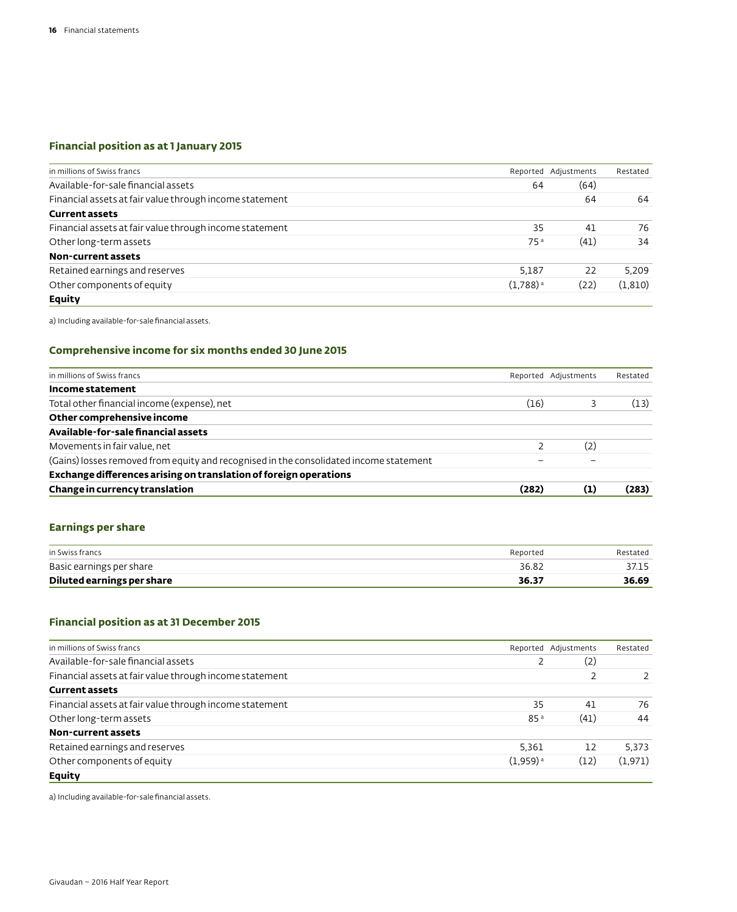## Financial position as at 1 January 2015

| in millions of Swiss francs | Reported | Adjustments | Restated |
|---|---|---|---|
| Available-for-sale financial assets | 64 | (64) | |
| Financial assets at fair value through income statement | | 64 | 64 |
| **Current assets** | | | |
| Financial assets at fair value through income statement | 35 | 41 | 76 |
| Other long-term assets | 75 [a] | (41) | 34 |
| **Non-current assets** | | | |
| Retained earnings and reserves | 5,187 | 22 | 5,209 |
| Other components of equity | (1,788) [a] | (22) | (1,810) |
| **Equity** | | | |

a) Including available-for-sale financial assets.

## Comprehensive income for six months ended 30 June 2015

| in millions of Swiss francs | Reported | Adjustments | Restated |
|---|---|---|---|
| **Income statement** | | | |
| Total other financial income (expense), net | (16) | 3 | (13) |
| **Other comprehensive income** | | | |
| **Available-for-sale financial assets** | | | |
| Movements in fair value, net | 2 | (2) | |
| (Gains) losses removed from equity and recognised in the consolidated income statement | – | – | |
| **Exchange differences arising on translation of foreign operations** | | | |
| **Change in currency translation** | **(282)** | **(1)** | **(283)** |

## Earnings per share

| in Swiss francs | Reported | Restated |
|---|---|---|
| Basic earnings per share | 36.82 | 37.15 |
| **Diluted earnings per share** | **36.37** | **36.69** |

## Financial position as at 31 December 2015

| in millions of Swiss francs | Reported | Adjustments | Restated |
|---|---|---|---|
| Available-for-sale financial assets | 2 | (2) | |
| Financial assets at fair value through income statement | | 2 | 2 |
| **Current assets** | | | |
| Financial assets at fair value through income statement | 35 | 41 | 76 |
| Other long-term assets | 85 [a] | (41) | 44 |
| **Non-current assets** | | | |
| Retained earnings and reserves | 5,361 | 12 | 5,373 |
| Other components of equity | (1,959) [a] | (12) | (1,971) |
| **Equity** | | | |

a) Including available-for-sale financial assets.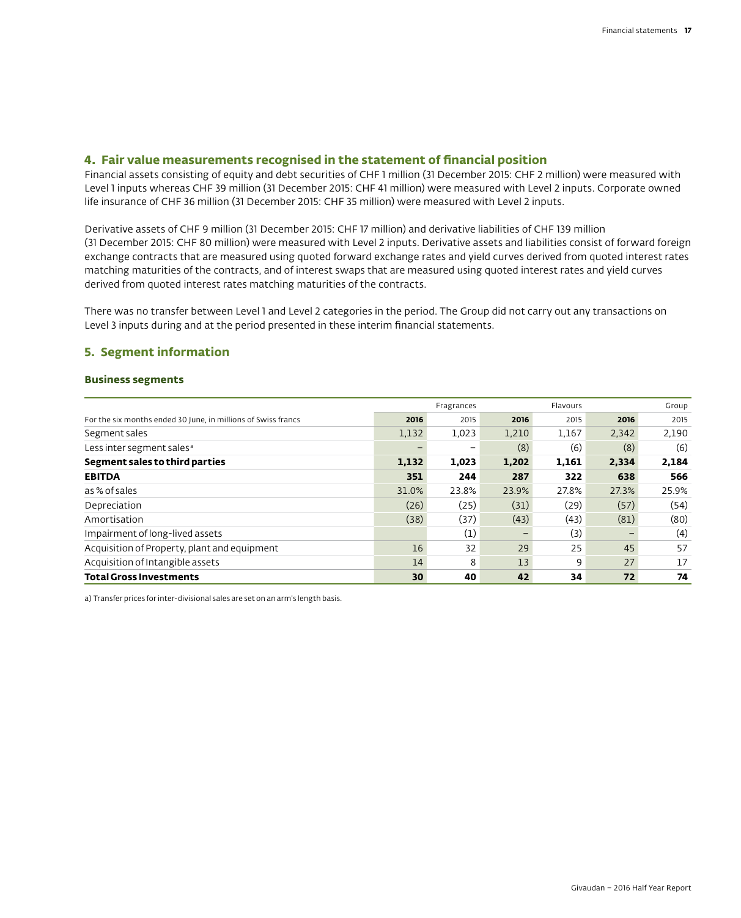## 4. Fair value measurements recognised in the statement of financial position

Financial assets consisting of equity and debt securities of CHF 1 million (31 December 2015: CHF 2 million) were measured with Level 1 inputs whereas CHF 39 million (31 December 2015: CHF 41 million) were measured with Level 2 inputs. Corporate owned life insurance of CHF 36 million (31 December 2015: CHF 35 million) were measured with Level 2 inputs.

Derivative assets of CHF 9 million (31 December 2015: CHF 17 million) and derivative liabilities of CHF 139 million (31 December 2015: CHF 80 million) were measured with Level 2 inputs. Derivative assets and liabilities consist of forward foreign exchange contracts that are measured using quoted forward exchange rates and yield curves derived from quoted interest rates matching maturities of the contracts, and of interest swaps that are measured using quoted interest rates and yield curves derived from quoted interest rates matching maturities of the contracts.

There was no transfer between Level 1 and Level 2 categories in the period. The Group did not carry out any transactions on Level 3 inputs during and at the period presented in these interim financial statements.

## 5. Segment information

### Business segments

| | Fragrances | | Flavours | | Group | |
|---|---|---|---|---|---|---|
| For the six months ended 30 June, in millions of Swiss francs | **2016** | 2015 | **2016** | 2015 | **2016** | 2015 |
| Segment sales | 1,132 | 1,023 | 1,210 | 1,167 | 2,342 | 2,190 |
| Less inter segment sales[a] | – | – | (8) | (6) | (8) | (6) |
| **Segment sales to third parties** | **1,132** | **1,023** | **1,202** | **1,161** | **2,334** | **2,184** |
| **EBITDA** | **351** | **244** | **287** | **322** | **638** | **566** |
| as % of sales | 31.0% | 23.8% | 23.9% | 27.8% | 27.3% | 25.9% |
| Depreciation | (26) | (25) | (31) | (29) | (57) | (54) |
| Amortisation | (38) | (37) | (43) | (43) | (81) | (80) |
| Impairment of long-lived assets | | (1) | – | (3) | – | (4) |
| Acquisition of Property, plant and equipment | 16 | 32 | 29 | 25 | 45 | 57 |
| Acquisition of Intangible assets | 14 | 8 | 13 | 9 | 27 | 17 |
| **Total Gross Investments** | **30** | **40** | **42** | **34** | **72** | **74** |

a) Transfer prices for inter-divisional sales are set on an arm's length basis.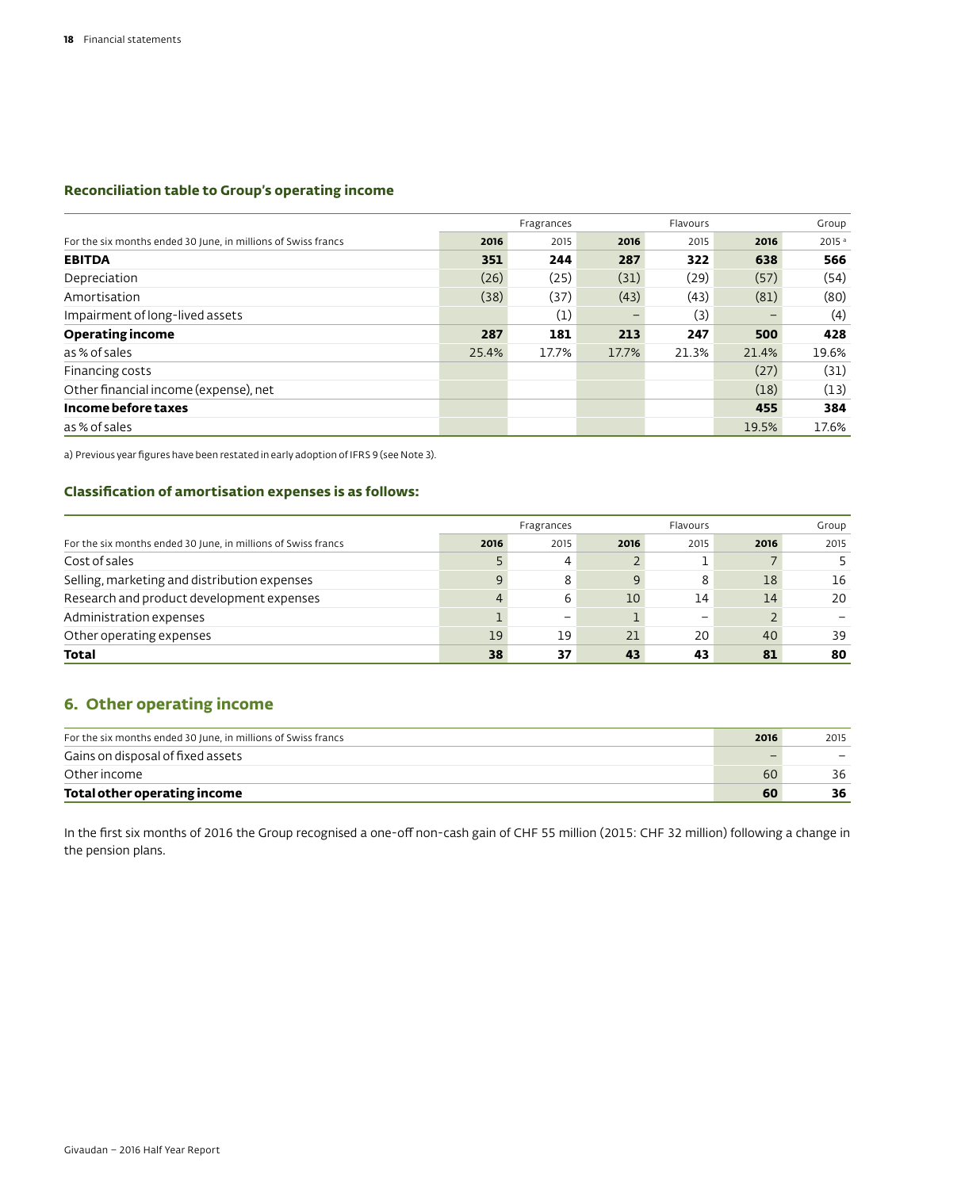### Reconciliation table to Group's operating income

| For the six months ended 30 June, in millions of Swiss francs | Fragrances | | Flavours | | Group | |
|---|---|---|---|---|---|---|
| | **2016** | 2015 | **2016** | 2015 | **2016** | 2015 [a] |
| **EBITDA** | **351** | **244** | **287** | **322** | **638** | **566** |
| Depreciation | (26) | (25) | (31) | (29) | (57) | (54) |
| Amortisation | (38) | (37) | (43) | (43) | (81) | (80) |
| Impairment of long-lived assets | | (1) | – | (3) | – | (4) |
| **Operating income** | **287** | **181** | **213** | **247** | **500** | **428** |
| as % of sales | 25.4% | 17.7% | 17.7% | 21.3% | 21.4% | 19.6% |
| Financing costs | | | | | (27) | (31) |
| Other financial income (expense), net | | | | | (18) | (13) |
| **Income before taxes** | | | | | **455** | **384** |
| as % of sales | | | | | 19.5% | 17.6% |

a) Previous year figures have been restated in early adoption of IFRS 9 (see Note 3).

### Classification of amortisation expenses is as follows:

| For the six months ended 30 June, in millions of Swiss francs | Fragrances | | Flavours | | Group | |
|---|---|---|---|---|---|---|
| | **2016** | 2015 | **2016** | 2015 | **2016** | 2015 |
| Cost of sales | 5 | 4 | 2 | 1 | 7 | 5 |
| Selling, marketing and distribution expenses | 9 | 8 | 9 | 8 | 18 | 16 |
| Research and product development expenses | 4 | 6 | 10 | 14 | 14 | 20 |
| Administration expenses | 1 | – | 1 | – | 2 | – |
| Other operating expenses | 19 | 19 | 21 | 20 | 40 | 39 |
| **Total** | **38** | **37** | **43** | **43** | **81** | **80** |

## 6. Other operating income

| For the six months ended 30 June, in millions of Swiss francs | **2016** | 2015 |
|---|---|---|
| Gains on disposal of fixed assets | – | – |
| Other income | 60 | 36 |
| **Total other operating income** | **60** | **36** |

In the first six months of 2016 the Group recognised a one-off non-cash gain of CHF 55 million (2015: CHF 32 million) following a change in the pension plans.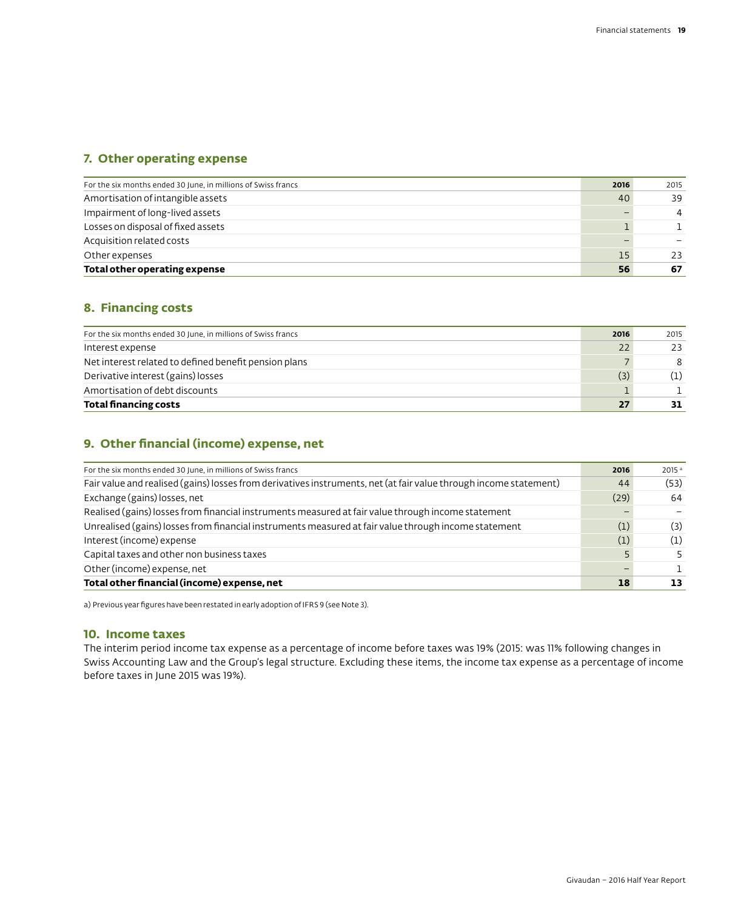## 7. Other operating expense

| For the six months ended 30 June, in millions of Swiss francs | 2016 | 2015 |
|---|---|---|
| Amortisation of intangible assets | 40 | 39 |
| Impairment of long-lived assets | – | 4 |
| Losses on disposal of fixed assets | 1 | 1 |
| Acquisition related costs | – | – |
| Other expenses | 15 | 23 |
| **Total other operating expense** | **56** | **67** |

## 8. Financing costs

| For the six months ended 30 June, in millions of Swiss francs | 2016 | 2015 |
|---|---|---|
| Interest expense | 22 | 23 |
| Net interest related to defined benefit pension plans | 7 | 8 |
| Derivative interest (gains) losses | (3) | (1) |
| Amortisation of debt discounts | 1 | 1 |
| **Total financing costs** | **27** | **31** |

## 9. Other financial (income) expense, net

| For the six months ended 30 June, in millions of Swiss francs | 2016 | 2015 [a] |
|---|---|---|
| Fair value and realised (gains) losses from derivatives instruments, net (at fair value through income statement) | 44 | (53) |
| Exchange (gains) losses, net | (29) | 64 |
| Realised (gains) losses from financial instruments measured at fair value through income statement | – | – |
| Unrealised (gains) losses from financial instruments measured at fair value through income statement | (1) | (3) |
| Interest (income) expense | (1) | (1) |
| Capital taxes and other non business taxes | 5 | 5 |
| Other (income) expense, net | – | 1 |
| **Total other financial (income) expense, net** | **18** | **13** |

a) Previous year figures have been restated in early adoption of IFRS 9 (see Note 3).

## 10. Income taxes

The interim period income tax expense as a percentage of income before taxes was 19% (2015: was 11% following changes in Swiss Accounting Law and the Group's legal structure. Excluding these items, the income tax expense as a percentage of income before taxes in June 2015 was 19%).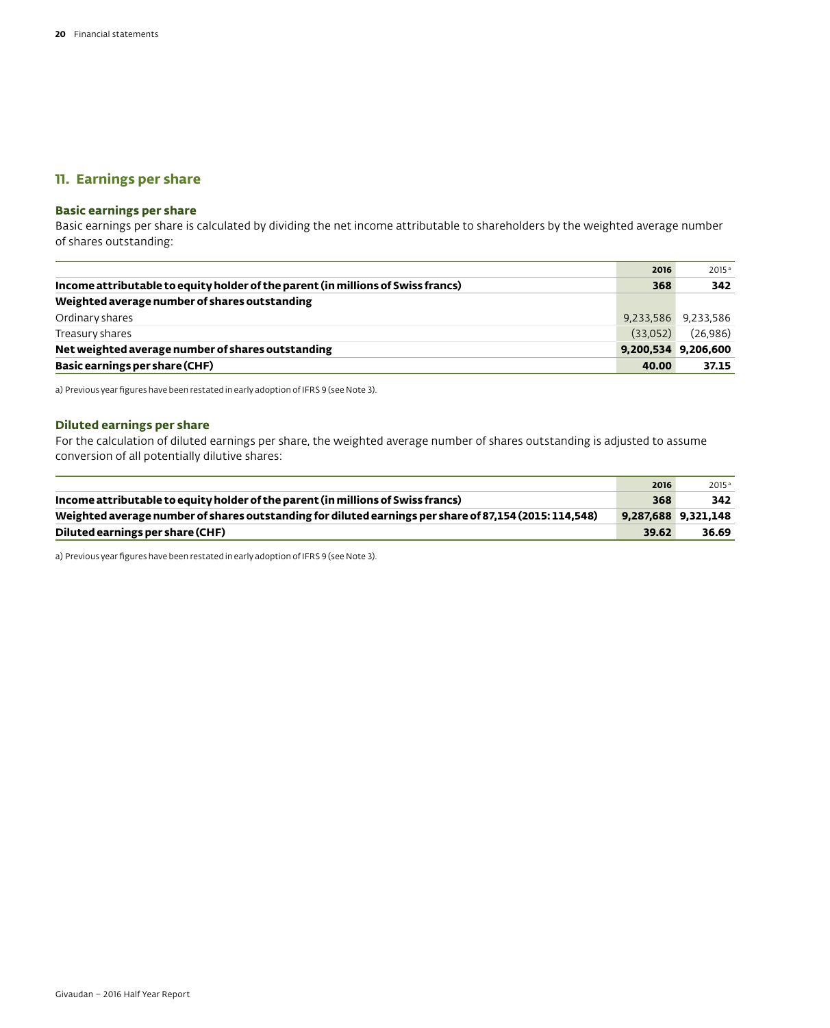## 11. Earnings per share

### Basic earnings per share

Basic earnings per share is calculated by dividing the net income attributable to shareholders by the weighted average number of shares outstanding:

| | **2016** | 2015[a] |
|---|---|---|
| **Income attributable to equity holder of the parent (in millions of Swiss francs)** | **368** | **342** |
| **Weighted average number of shares outstanding** | | |
| Ordinary shares | 9,233,586 | 9,233,586 |
| Treasury shares | (33,052) | (26,986) |
| **Net weighted average number of shares outstanding** | **9,200,534** | **9,206,600** |
| **Basic earnings per share (CHF)** | **40.00** | **37.15** |

a) Previous year figures have been restated in early adoption of IFRS 9 (see Note 3).

### Diluted earnings per share

For the calculation of diluted earnings per share, the weighted average number of shares outstanding is adjusted to assume conversion of all potentially dilutive shares:

| | **2016** | 2015[a] |
|---|---|---|
| **Income attributable to equity holder of the parent (in millions of Swiss francs)** | **368** | **342** |
| **Weighted average number of shares outstanding for diluted earnings per share of 87,154 (2015: 114,548)** | **9,287,688** | **9,321,148** |
| **Diluted earnings per share (CHF)** | **39.62** | **36.69** |

a) Previous year figures have been restated in early adoption of IFRS 9 (see Note 3).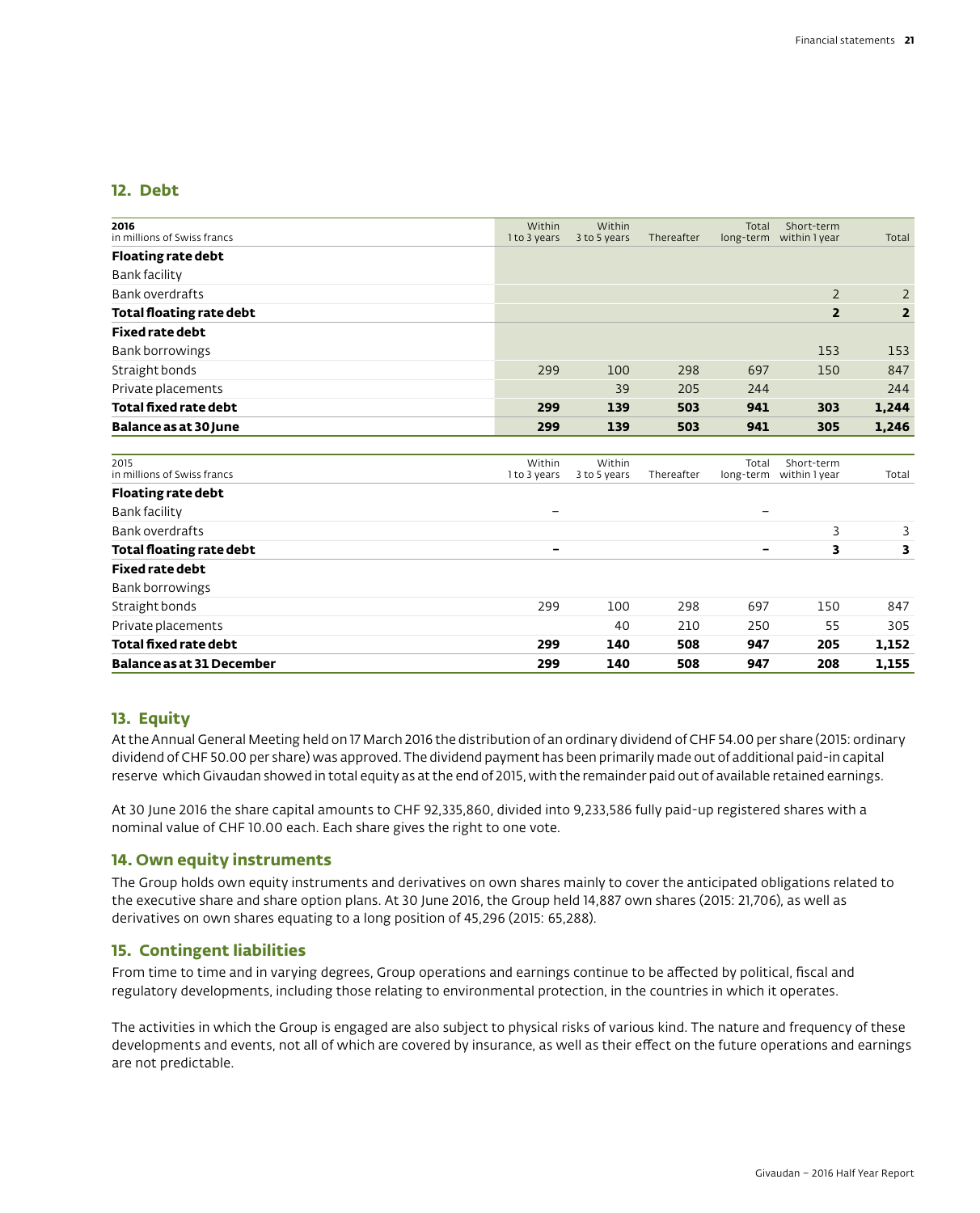## 12. Debt

| 2016<br>in millions of Swiss francs | Within 1 to 3 years | Within 3 to 5 years | Thereafter | Total long-term | Short-term within 1 year | Total |
|---|---|---|---|---|---|---|
| **Floating rate debt** | | | | | | |
| Bank facility | | | | | | |
| Bank overdrafts | | | | | 2 | 2 |
| **Total floating rate debt** | | | | | **2** | **2** |
| **Fixed rate debt** | | | | | | |
| Bank borrowings | | | | | 153 | 153 |
| Straight bonds | 299 | 100 | 298 | 697 | 150 | 847 |
| Private placements | | 39 | 205 | 244 | | 244 |
| **Total fixed rate debt** | **299** | **139** | **503** | **941** | **303** | **1,244** |
| **Balance as at 30 June** | **299** | **139** | **503** | **941** | **305** | **1,246** |

| 2015<br>in millions of Swiss francs | Within 1 to 3 years | Within 3 to 5 years | Thereafter | Total long-term | Short-term within 1 year | Total |
|---|---|---|---|---|---|---|
| **Floating rate debt** | | | | | | |
| Bank facility | – | | | – | | |
| Bank overdrafts | | | | | 3 | 3 |
| **Total floating rate debt** | **–** | | | **–** | **3** | **3** |
| **Fixed rate debt** | | | | | | |
| Bank borrowings | | | | | | |
| Straight bonds | 299 | 100 | 298 | 697 | 150 | 847 |
| Private placements | | 40 | 210 | 250 | 55 | 305 |
| **Total fixed rate debt** | **299** | **140** | **508** | **947** | **205** | **1,152** |
| **Balance as at 31 December** | **299** | **140** | **508** | **947** | **208** | **1,155** |

## 13. Equity

At the Annual General Meeting held on 17 March 2016 the distribution of an ordinary dividend of CHF 54.00 per share (2015: ordinary dividend of CHF 50.00 per share) was approved. The dividend payment has been primarily made out of additional paid-in capital reserve which Givaudan showed in total equity as at the end of 2015, with the remainder paid out of available retained earnings.

At 30 June 2016 the share capital amounts to CHF 92,335,860, divided into 9,233,586 fully paid-up registered shares with a nominal value of CHF 10.00 each. Each share gives the right to one vote.

## 14. Own equity instruments

The Group holds own equity instruments and derivatives on own shares mainly to cover the anticipated obligations related to the executive share and share option plans. At 30 June 2016, the Group held 14,887 own shares (2015: 21,706), as well as derivatives on own shares equating to a long position of 45,296 (2015: 65,288).

## 15. Contingent liabilities

From time to time and in varying degrees, Group operations and earnings continue to be affected by political, fiscal and regulatory developments, including those relating to environmental protection, in the countries in which it operates.

The activities in which the Group is engaged are also subject to physical risks of various kind. The nature and frequency of these developments and events, not all of which are covered by insurance, as well as their effect on the future operations and earnings are not predictable.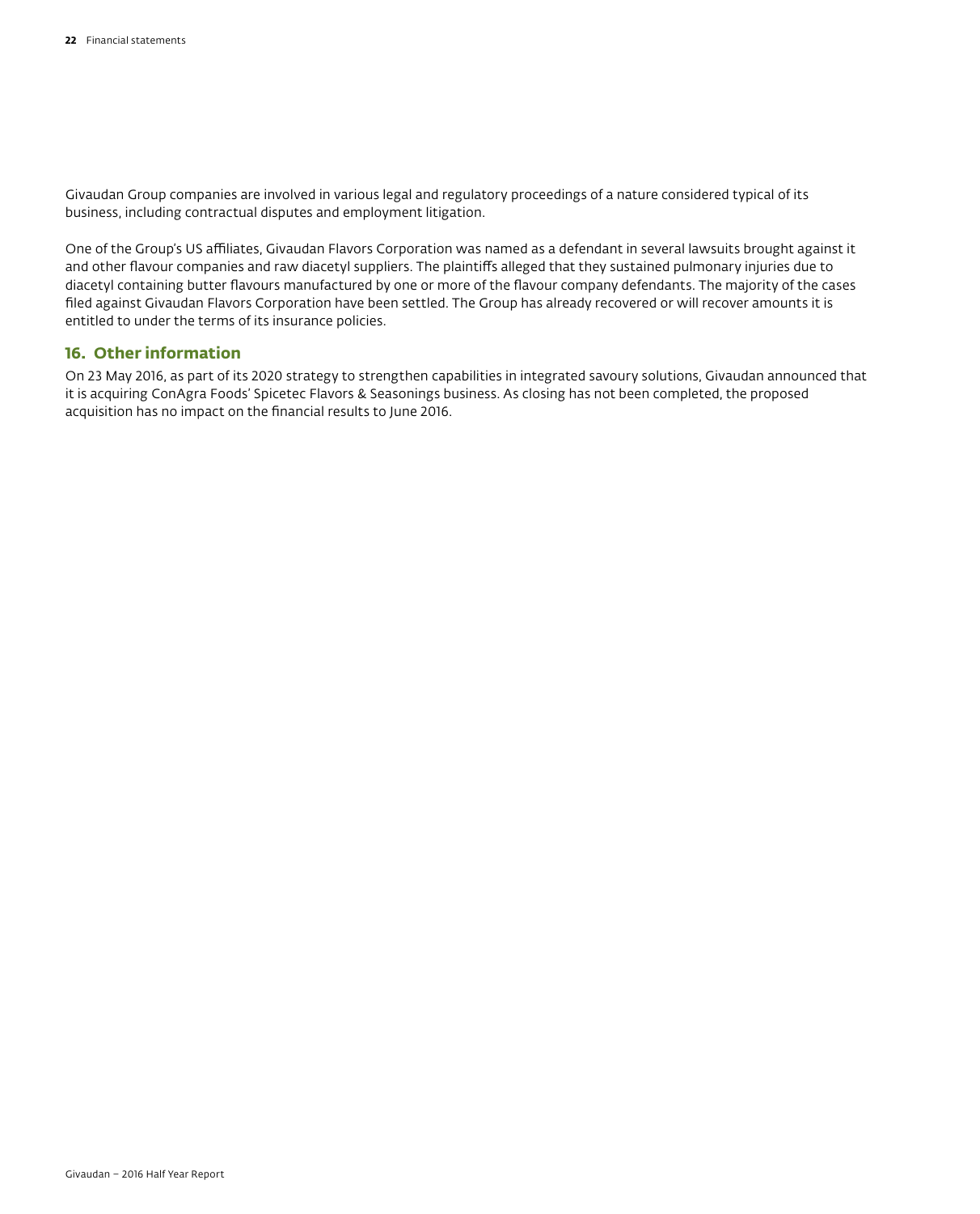Givaudan Group companies are involved in various legal and regulatory proceedings of a nature considered typical of its business, including contractual disputes and employment litigation.

One of the Group's US affiliates, Givaudan Flavors Corporation was named as a defendant in several lawsuits brought against it and other flavour companies and raw diacetyl suppliers. The plaintiffs alleged that they sustained pulmonary injuries due to diacetyl containing butter flavours manufactured by one or more of the flavour company defendants. The majority of the cases filed against Givaudan Flavors Corporation have been settled. The Group has already recovered or will recover amounts it is entitled to under the terms of its insurance policies.

## 16. Other information

On 23 May 2016, as part of its 2020 strategy to strengthen capabilities in integrated savoury solutions, Givaudan announced that it is acquiring ConAgra Foods' Spicetec Flavors & Seasonings business. As closing has not been completed, the proposed acquisition has no impact on the financial results to June 2016.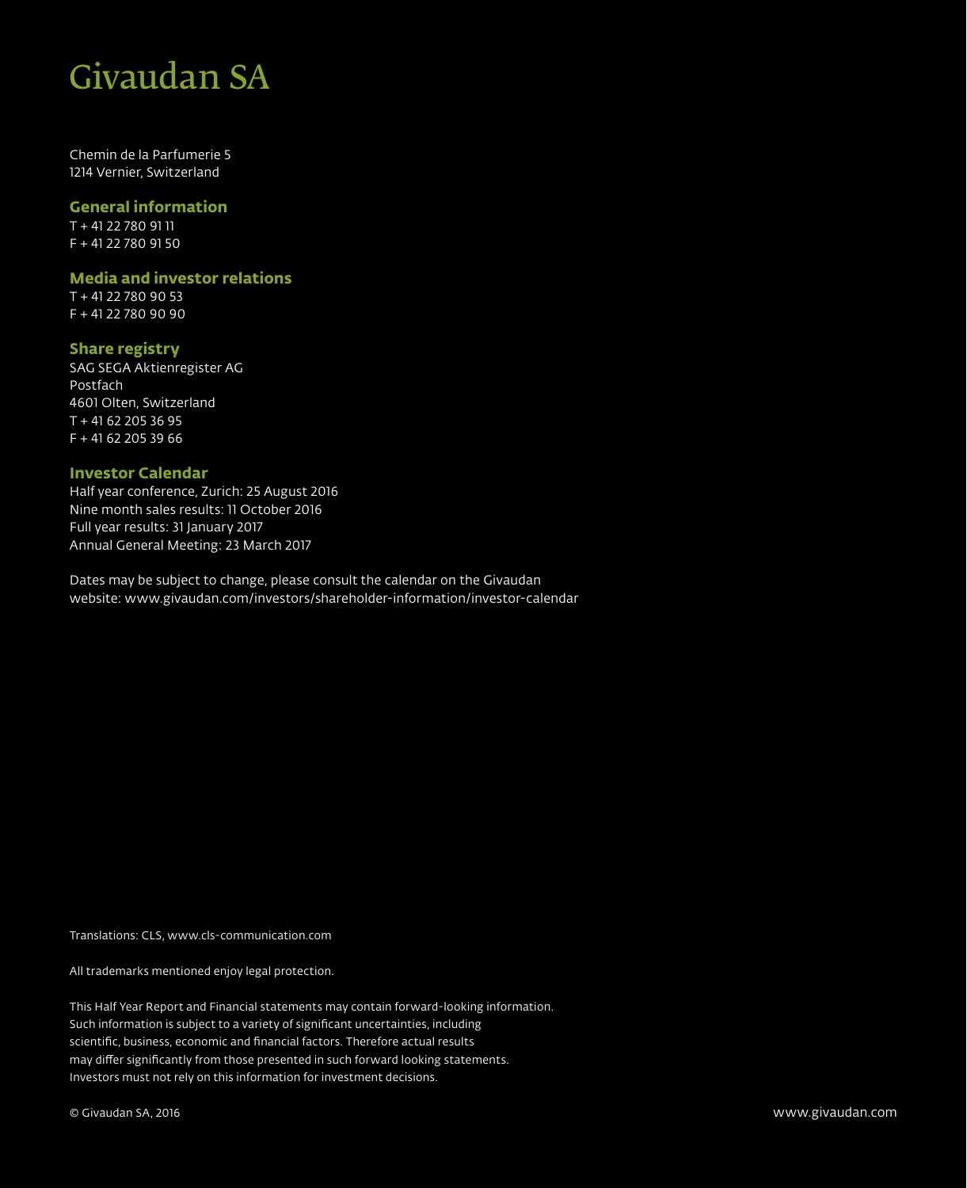# Givaudan SA

Chemin de la Parfumerie 5
1214 Vernier, Switzerland

### General information

T + 41 22 780 91 11
F + 41 22 780 91 50

### Media and investor relations

T + 41 22 780 90 53
F + 41 22 780 90 90

### Share registry

SAG SEGA Aktienregister AG
Postfach
4601 Olten, Switzerland
T + 41 62 205 36 95
F + 41 62 205 39 66

### Investor Calendar

Half year conference, Zurich: 25 August 2016
Nine month sales results: 11 October 2016
Full year results: 31 January 2017
Annual General Meeting: 23 March 2017

Dates may be subject to change, please consult the calendar on the Givaudan website: www.givaudan.com/investors/shareholder-information/investor-calendar

Translations: CLS, www.cls-communication.com

All trademarks mentioned enjoy legal protection.

This Half Year Report and Financial statements may contain forward-looking information. Such information is subject to a variety of significant uncertainties, including scientific, business, economic and financial factors. Therefore actual results may differ significantly from those presented in such forward looking statements. Investors must not rely on this information for investment decisions.

© Givaudan SA, 2016

www.givaudan.com